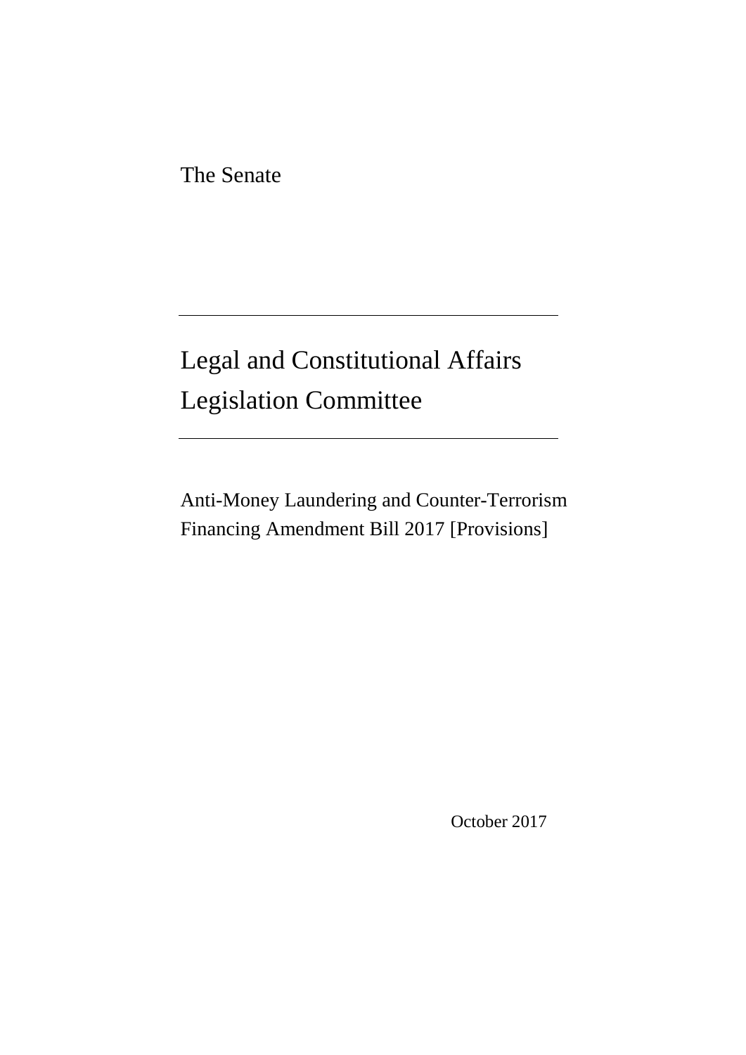The Senate

---

# Legal and Constitutional Affairs Legislation Committee

---

Anti-Money Laundering and Counter-Terrorism Financing Amendment Bill 2017 [Provisions]

October 2017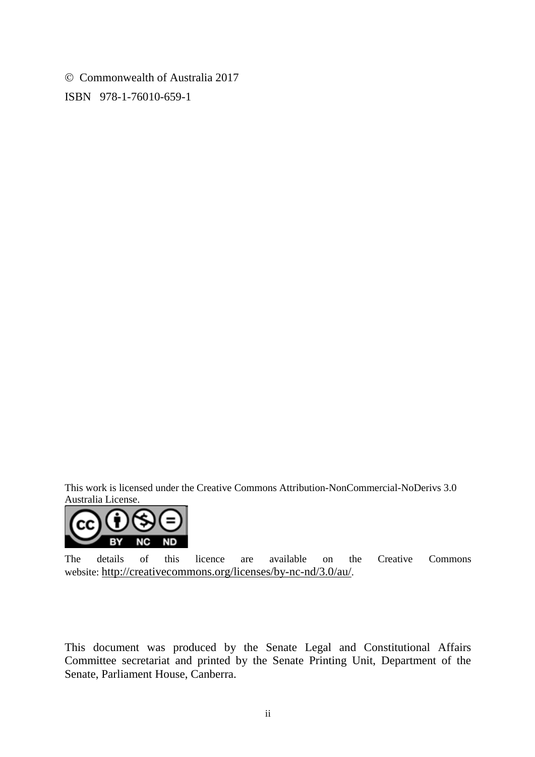© Commonwealth of Australia 2017

ISBN 978-1-76010-659-1

This work is licensed under the Creative Commons Attribution-NonCommercial-NoDerivs 3.0 Australia License.

The details of this licence are available on the Creative Commons website: http://creativecommons.org/licenses/by-nc-nd/3.0/au/.

This document was produced by the Senate Legal and Constitutional Affairs Committee secretariat and printed by the Senate Printing Unit, Department of the Senate, Parliament House, Canberra.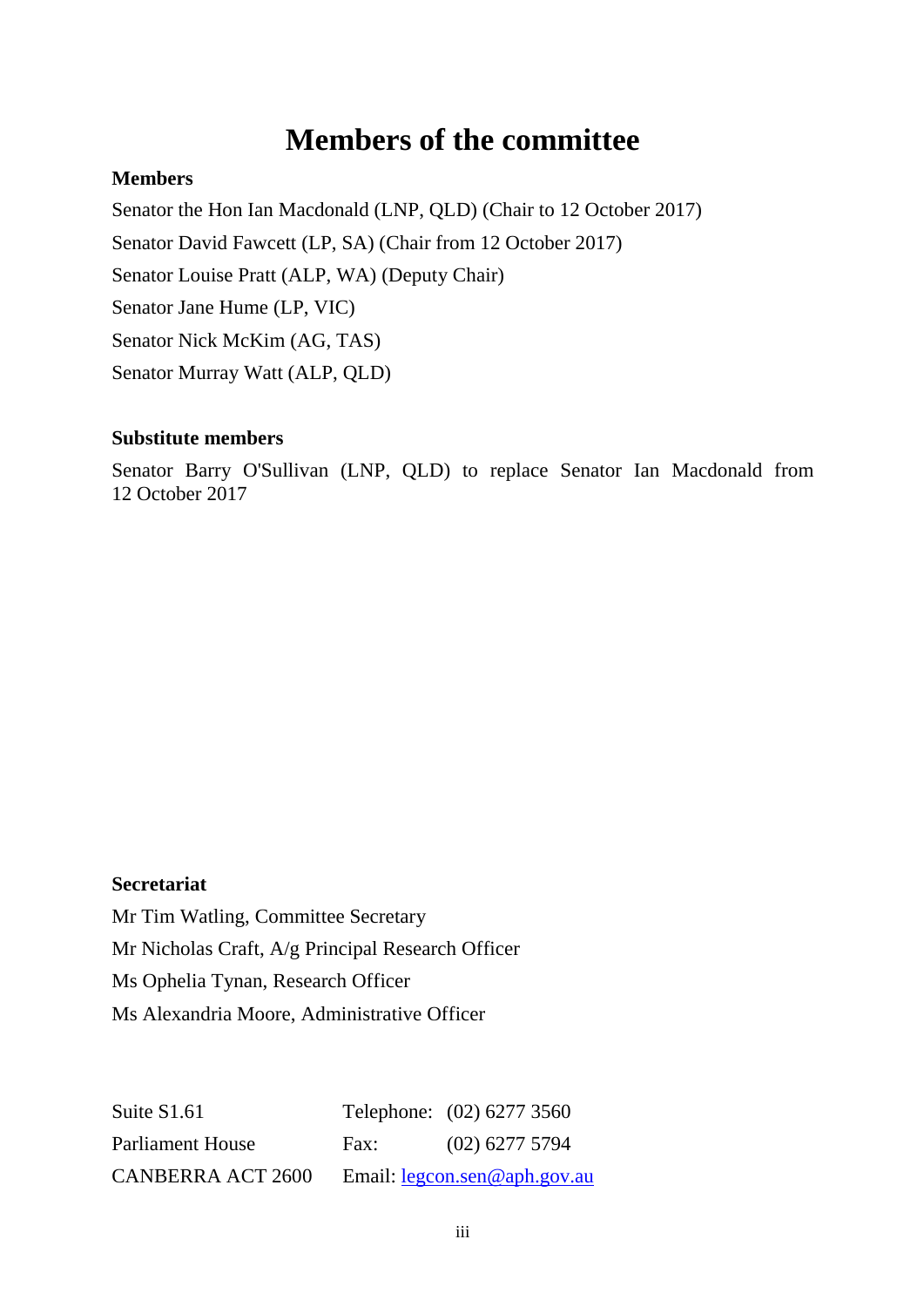# Members of the committee

**Members**

Senator the Hon Ian Macdonald (LNP, QLD) (Chair to 12 October 2017)

Senator David Fawcett (LP, SA) (Chair from 12 October 2017)

Senator Louise Pratt (ALP, WA) (Deputy Chair)

Senator Jane Hume (LP, VIC)

Senator Nick McKim (AG, TAS)

Senator Murray Watt (ALP, QLD)

**Substitute members**

Senator Barry O'Sullivan (LNP, QLD) to replace Senator Ian Macdonald from 12 October 2017

**Secretariat**

Mr Tim Watling, Committee Secretary

Mr Nicholas Craft, A/g Principal Research Officer

Ms Ophelia Tynan, Research Officer

Ms Alexandria Moore, Administrative Officer

| | | |
|---|---|---|
| Suite S1.61 | Telephone: | (02) 6277 3560 |
| Parliament House | Fax: | (02) 6277 5794 |
| CANBERRA ACT 2600 | Email: | legcon.sen@aph.gov.au |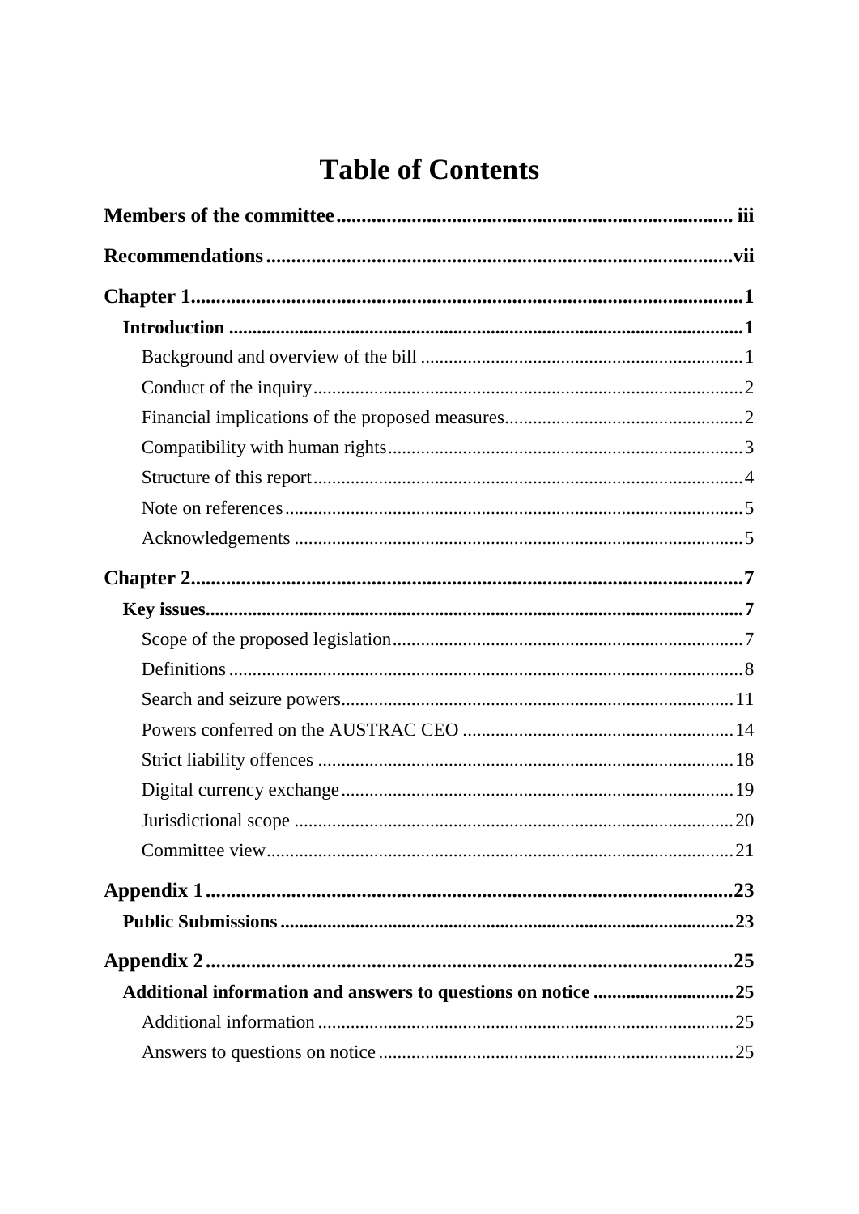# Table of Contents

**Members of the committee** ... iii

**Recommendations** ... vii

**Chapter 1** ... 1

- **Introduction** ... 1
  - Background and overview of the bill ... 1
  - Conduct of the inquiry ... 2
  - Financial implications of the proposed measures ... 2
  - Compatibility with human rights ... 3
  - Structure of this report ... 4
  - Note on references ... 5
  - Acknowledgements ... 5

**Chapter 2** ... 7

- **Key issues** ... 7
  - Scope of the proposed legislation ... 7
  - Definitions ... 8
  - Search and seizure powers ... 11
  - Powers conferred on the AUSTRAC CEO ... 14
  - Strict liability offences ... 18
  - Digital currency exchange ... 19
  - Jurisdictional scope ... 20
  - Committee view ... 21

**Appendix 1** ... 23

- **Public Submissions** ... 23

**Appendix 2** ... 25

- **Additional information and answers to questions on notice** ... 25
  - Additional information ... 25
  - Answers to questions on notice ... 25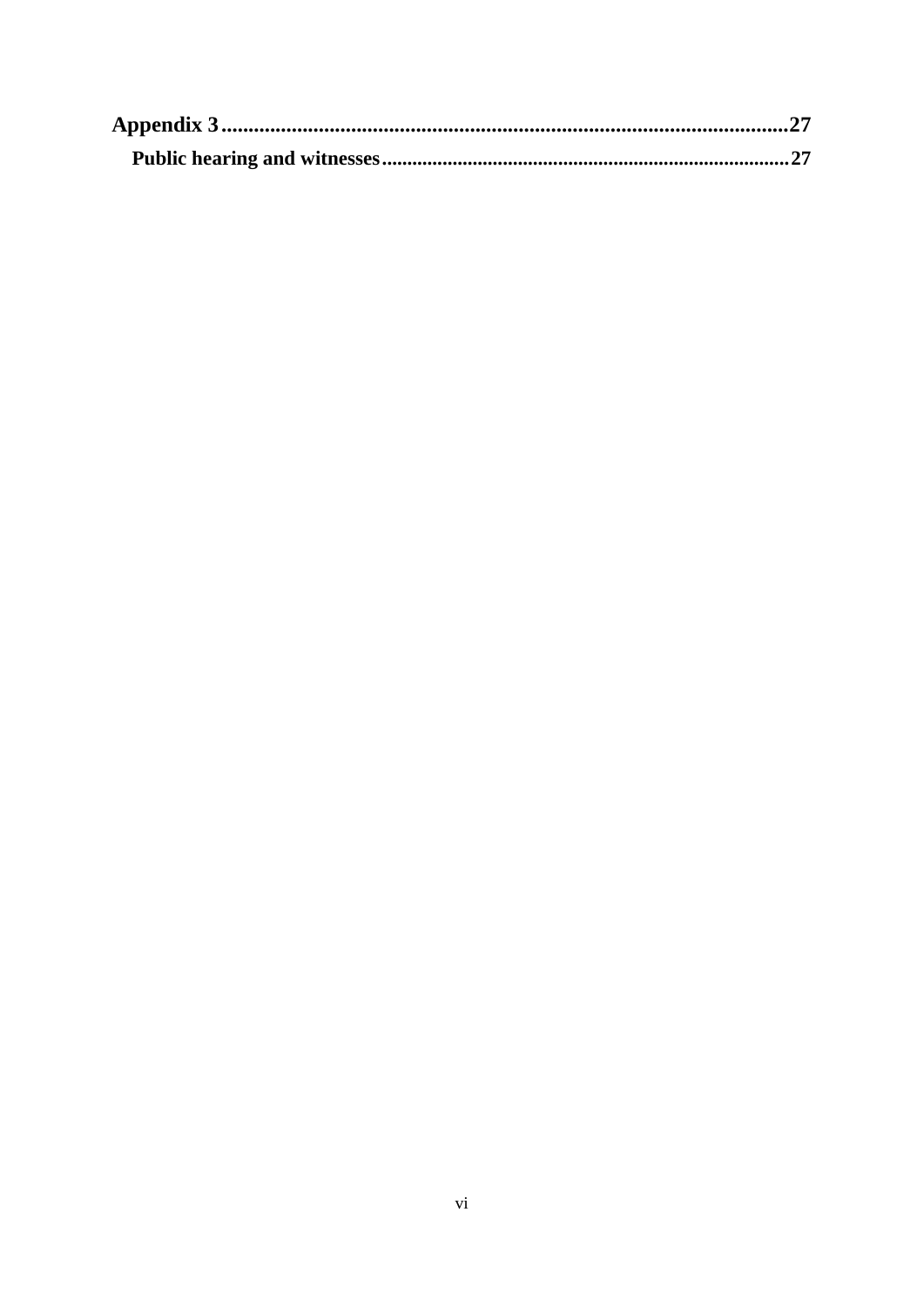**Appendix 3** ........................................................................................................ **27**

  **Public hearing and witnesses** ................................................................................ **27**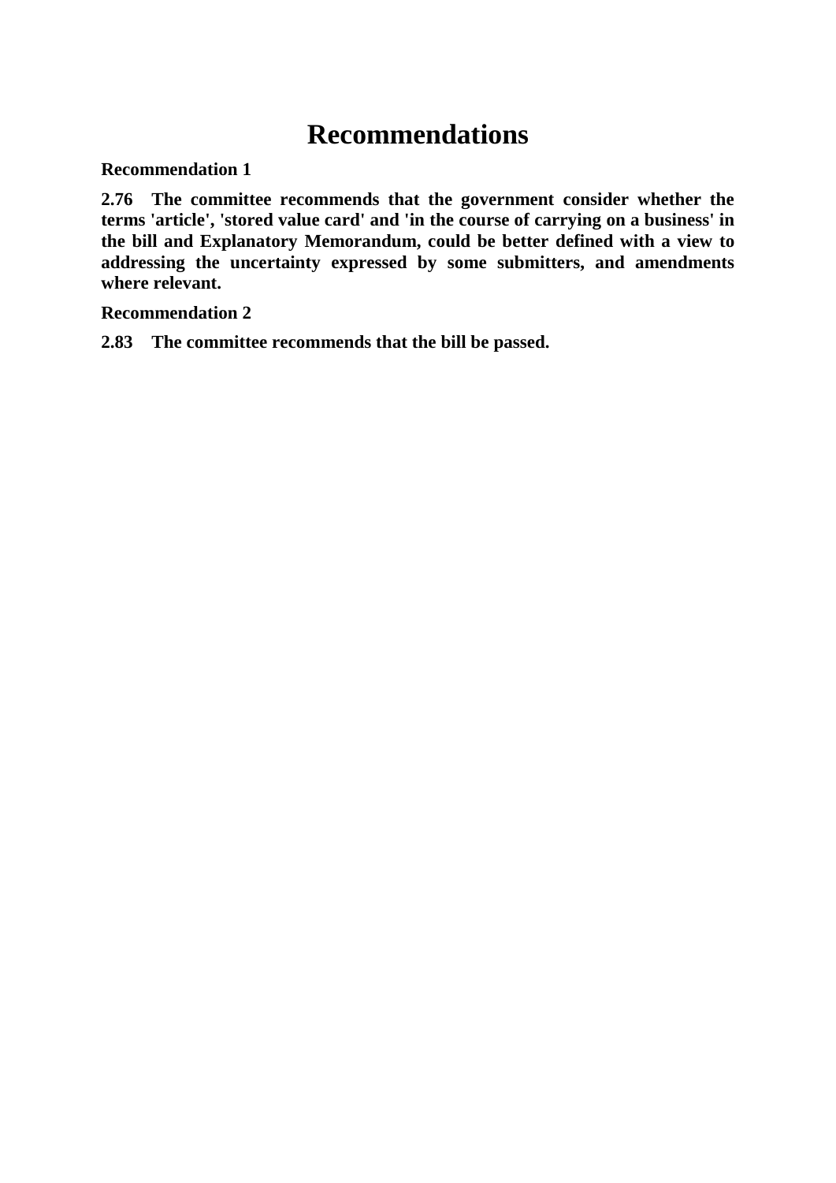# Recommendations

**Recommendation 1**

**2.76 The committee recommends that the government consider whether the terms 'article', 'stored value card' and 'in the course of carrying on a business' in the bill and Explanatory Memorandum, could be better defined with a view to addressing the uncertainty expressed by some submitters, and amendments where relevant.**

**Recommendation 2**

**2.83 The committee recommends that the bill be passed.**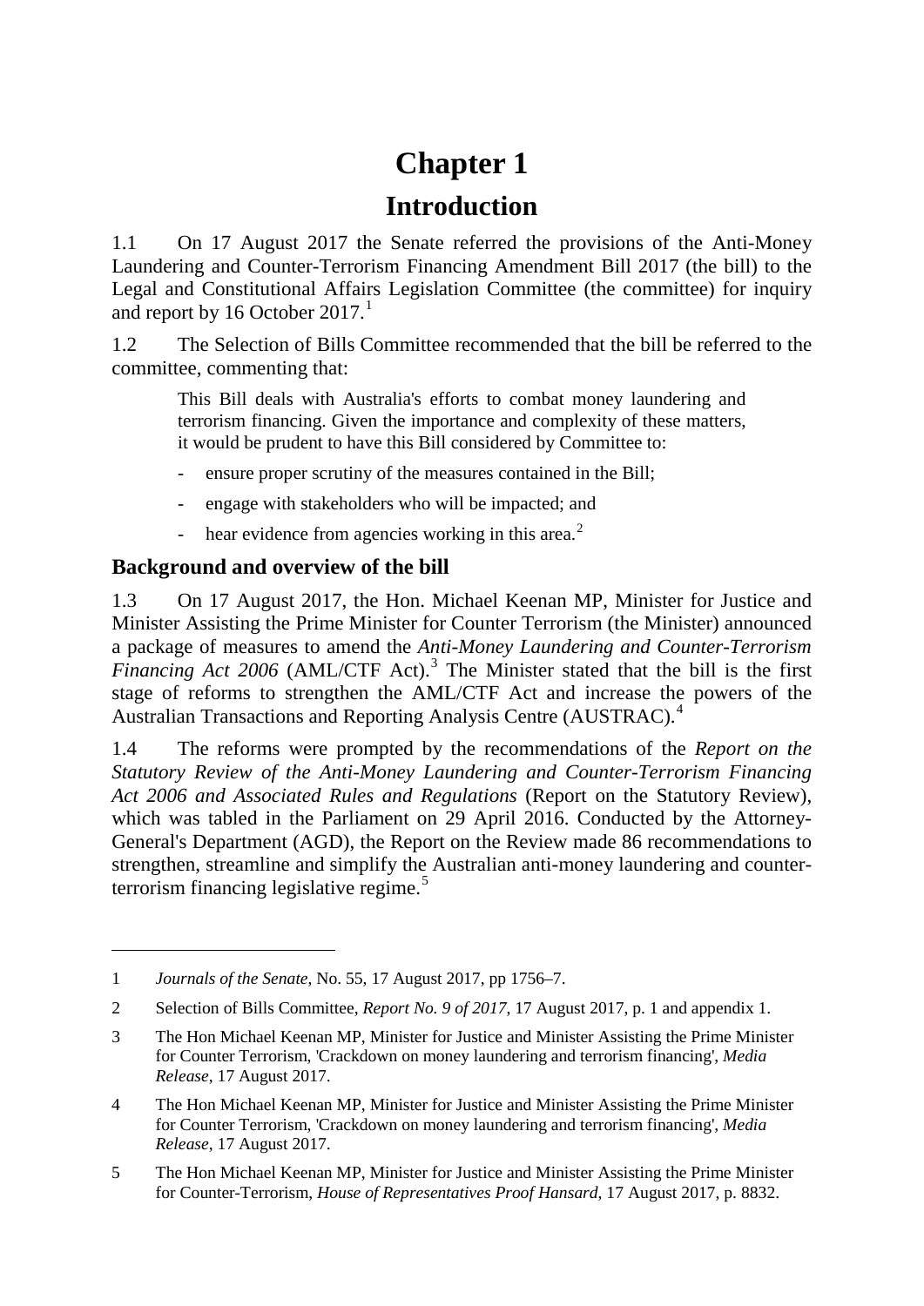# Chapter 1

# Introduction

1.1 On 17 August 2017 the Senate referred the provisions of the Anti-Money Laundering and Counter-Terrorism Financing Amendment Bill 2017 (the bill) to the Legal and Constitutional Affairs Legislation Committee (the committee) for inquiry and report by 16 October 2017.[1]

1.2 The Selection of Bills Committee recommended that the bill be referred to the committee, commenting that:

> This Bill deals with Australia's efforts to combat money laundering and terrorism financing. Given the importance and complexity of these matters, it would be prudent to have this Bill considered by Committee to:
>
> - ensure proper scrutiny of the measures contained in the Bill;
> - engage with stakeholders who will be impacted; and
> - hear evidence from agencies working in this area.[2]

## Background and overview of the bill

1.3 On 17 August 2017, the Hon. Michael Keenan MP, Minister for Justice and Minister Assisting the Prime Minister for Counter Terrorism (the Minister) announced a package of measures to amend the *Anti-Money Laundering and Counter-Terrorism Financing Act 2006* (AML/CTF Act).[3] The Minister stated that the bill is the first stage of reforms to strengthen the AML/CTF Act and increase the powers of the Australian Transactions and Reporting Analysis Centre (AUSTRAC).[4]

1.4 The reforms were prompted by the recommendations of the *Report on the Statutory Review of the Anti-Money Laundering and Counter-Terrorism Financing Act 2006 and Associated Rules and Regulations* (Report on the Statutory Review), which was tabled in the Parliament on 29 April 2016. Conducted by the Attorney-General's Department (AGD), the Report on the Review made 86 recommendations to strengthen, streamline and simplify the Australian anti-money laundering and counter-terrorism financing legislative regime.[5]

---

1 *Journals of the Senate*, No. 55, 17 August 2017, pp 1756–7.

2 Selection of Bills Committee, *Report No. 9 of 2017*, 17 August 2017, p. 1 and appendix 1.

3 The Hon Michael Keenan MP, Minister for Justice and Minister Assisting the Prime Minister for Counter Terrorism, 'Crackdown on money laundering and terrorism financing', *Media Release*, 17 August 2017.

4 The Hon Michael Keenan MP, Minister for Justice and Minister Assisting the Prime Minister for Counter Terrorism, 'Crackdown on money laundering and terrorism financing', *Media Release*, 17 August 2017.

5 The Hon Michael Keenan MP, Minister for Justice and Minister Assisting the Prime Minister for Counter-Terrorism, *House of Representatives Proof Hansard*, 17 August 2017, p. 8832.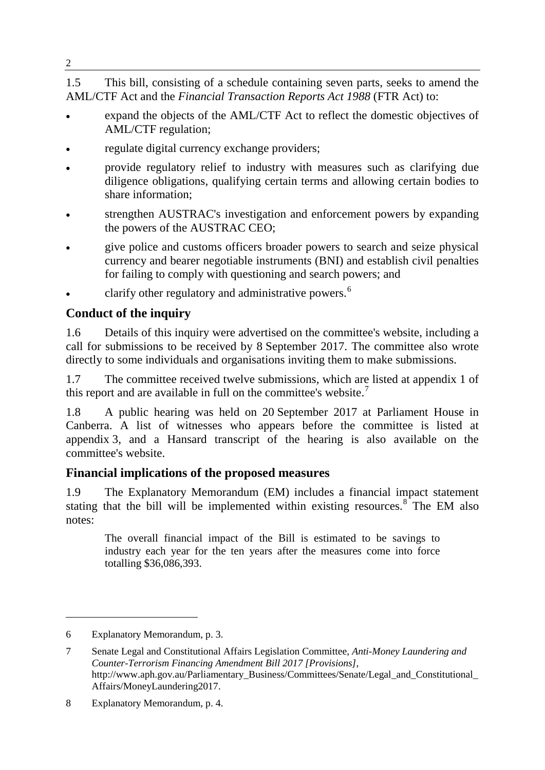1.5 This bill, consisting of a schedule containing seven parts, seeks to amend the AML/CTF Act and the *Financial Transaction Reports Act 1988* (FTR Act) to:

- expand the objects of the AML/CTF Act to reflect the domestic objectives of AML/CTF regulation;
- regulate digital currency exchange providers;
- provide regulatory relief to industry with measures such as clarifying due diligence obligations, qualifying certain terms and allowing certain bodies to share information;
- strengthen AUSTRAC's investigation and enforcement powers by expanding the powers of the AUSTRAC CEO;
- give police and customs officers broader powers to search and seize physical currency and bearer negotiable instruments (BNI) and establish civil penalties for failing to comply with questioning and search powers; and
- clarify other regulatory and administrative powers.[6]

## Conduct of the inquiry

1.6 Details of this inquiry were advertised on the committee's website, including a call for submissions to be received by 8 September 2017. The committee also wrote directly to some individuals and organisations inviting them to make submissions.

1.7 The committee received twelve submissions, which are listed at appendix 1 of this report and are available in full on the committee's website.[7]

1.8 A public hearing was held on 20 September 2017 at Parliament House in Canberra. A list of witnesses who appears before the committee is listed at appendix 3, and a Hansard transcript of the hearing is also available on the committee's website.

## Financial implications of the proposed measures

1.9 The Explanatory Memorandum (EM) includes a financial impact statement stating that the bill will be implemented within existing resources.[8] The EM also notes:

> The overall financial impact of the Bill is estimated to be savings to industry each year for the ten years after the measures come into force totalling $36,086,393.

---

6 Explanatory Memorandum, p. 3.

7 Senate Legal and Constitutional Affairs Legislation Committee, *Anti-Money Laundering and Counter-Terrorism Financing Amendment Bill 2017 [Provisions]*, http://www.aph.gov.au/Parliamentary_Business/Committees/Senate/Legal_and_Constitutional_Affairs/MoneyLaundering2017.

8 Explanatory Memorandum, p. 4.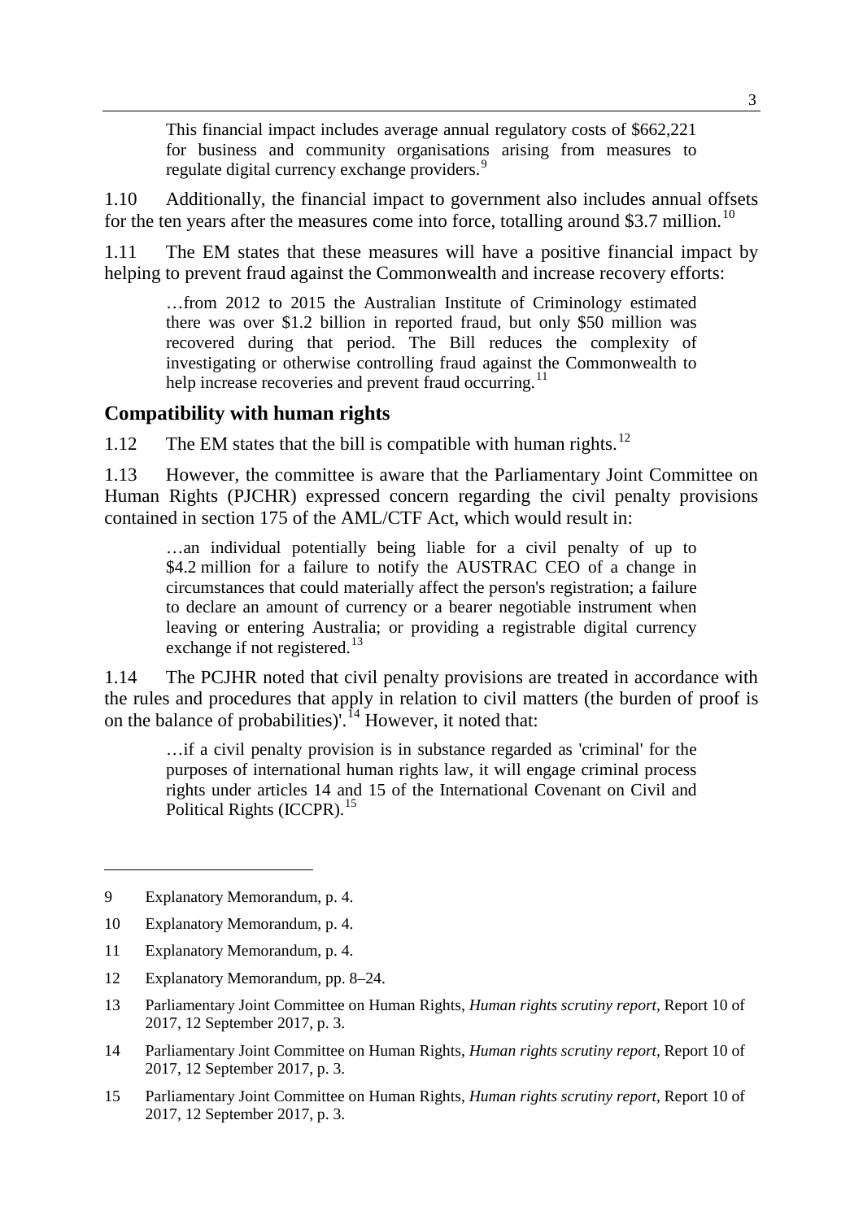> This financial impact includes average annual regulatory costs of $662,221 for business and community organisations arising from measures to regulate digital currency exchange providers.[9]

1.10 Additionally, the financial impact to government also includes annual offsets for the ten years after the measures come into force, totalling around $3.7 million.[10]

1.11 The EM states that these measures will have a positive financial impact by helping to prevent fraud against the Commonwealth and increase recovery efforts:

> …from 2012 to 2015 the Australian Institute of Criminology estimated there was over $1.2 billion in reported fraud, but only $50 million was recovered during that period. The Bill reduces the complexity of investigating or otherwise controlling fraud against the Commonwealth to help increase recoveries and prevent fraud occurring.[11]

## Compatibility with human rights

1.12 The EM states that the bill is compatible with human rights.[12]

1.13 However, the committee is aware that the Parliamentary Joint Committee on Human Rights (PJCHR) expressed concern regarding the civil penalty provisions contained in section 175 of the AML/CTF Act, which would result in:

> …an individual potentially being liable for a civil penalty of up to $4.2 million for a failure to notify the AUSTRAC CEO of a change in circumstances that could materially affect the person's registration; a failure to declare an amount of currency or a bearer negotiable instrument when leaving or entering Australia; or providing a registrable digital currency exchange if not registered.[13]

1.14 The PCJHR noted that civil penalty provisions are treated in accordance with the rules and procedures that apply in relation to civil matters (the burden of proof is on the balance of probabilities)'.[14] However, it noted that:

> …if a civil penalty provision is in substance regarded as 'criminal' for the purposes of international human rights law, it will engage criminal process rights under articles 14 and 15 of the International Covenant on Civil and Political Rights (ICCPR).[15]

---

9 Explanatory Memorandum, p. 4.

10 Explanatory Memorandum, p. 4.

11 Explanatory Memorandum, p. 4.

12 Explanatory Memorandum, pp. 8–24.

13 Parliamentary Joint Committee on Human Rights, *Human rights scrutiny report*, Report 10 of 2017, 12 September 2017, p. 3.

14 Parliamentary Joint Committee on Human Rights, *Human rights scrutiny report*, Report 10 of 2017, 12 September 2017, p. 3.

15 Parliamentary Joint Committee on Human Rights, *Human rights scrutiny report*, Report 10 of 2017, 12 September 2017, p. 3.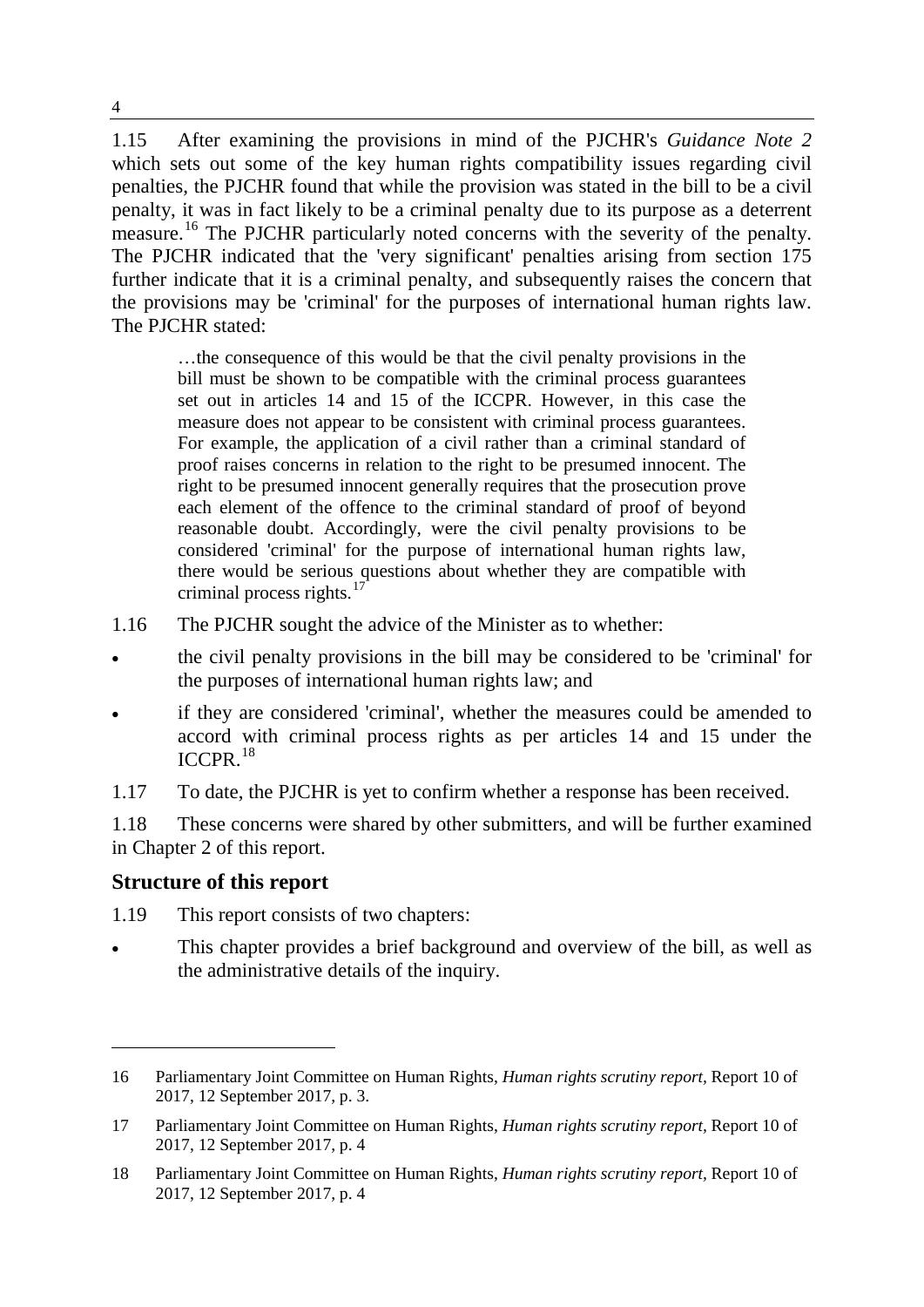1.15 After examining the provisions in mind of the PJCHR's *Guidance Note 2* which sets out some of the key human rights compatibility issues regarding civil penalties, the PJCHR found that while the provision was stated in the bill to be a civil penalty, it was in fact likely to be a criminal penalty due to its purpose as a deterrent measure.[16] The PJCHR particularly noted concerns with the severity of the penalty. The PJCHR indicated that the 'very significant' penalties arising from section 175 further indicate that it is a criminal penalty, and subsequently raises the concern that the provisions may be 'criminal' for the purposes of international human rights law. The PJCHR stated:

> …the consequence of this would be that the civil penalty provisions in the bill must be shown to be compatible with the criminal process guarantees set out in articles 14 and 15 of the ICCPR. However, in this case the measure does not appear to be consistent with criminal process guarantees. For example, the application of a civil rather than a criminal standard of proof raises concerns in relation to the right to be presumed innocent. The right to be presumed innocent generally requires that the prosecution prove each element of the offence to the criminal standard of proof of beyond reasonable doubt. Accordingly, were the civil penalty provisions to be considered 'criminal' for the purpose of international human rights law, there would be serious questions about whether they are compatible with criminal process rights.[17]

1.16 The PJCHR sought the advice of the Minister as to whether:

- the civil penalty provisions in the bill may be considered to be 'criminal' for the purposes of international human rights law; and
- if they are considered 'criminal', whether the measures could be amended to accord with criminal process rights as per articles 14 and 15 under the ICCPR.[18]

1.17 To date, the PJCHR is yet to confirm whether a response has been received.

1.18 These concerns were shared by other submitters, and will be further examined in Chapter 2 of this report.

## Structure of this report

1.19 This report consists of two chapters:

- This chapter provides a brief background and overview of the bill, as well as the administrative details of the inquiry.

---

16 Parliamentary Joint Committee on Human Rights, *Human rights scrutiny report*, Report 10 of 2017, 12 September 2017, p. 3.

17 Parliamentary Joint Committee on Human Rights, *Human rights scrutiny report*, Report 10 of 2017, 12 September 2017, p. 4

18 Parliamentary Joint Committee on Human Rights, *Human rights scrutiny report*, Report 10 of 2017, 12 September 2017, p. 4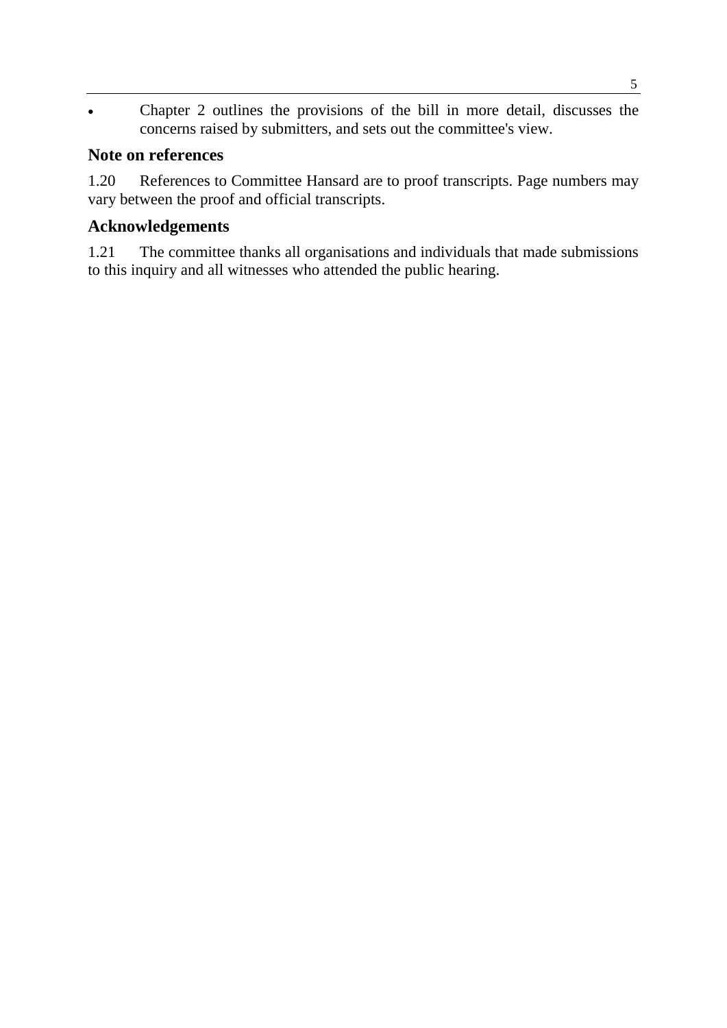- Chapter 2 outlines the provisions of the bill in more detail, discusses the concerns raised by submitters, and sets out the committee's view.

## Note on references

1.20 References to Committee Hansard are to proof transcripts. Page numbers may vary between the proof and official transcripts.

## Acknowledgements

1.21 The committee thanks all organisations and individuals that made submissions to this inquiry and all witnesses who attended the public hearing.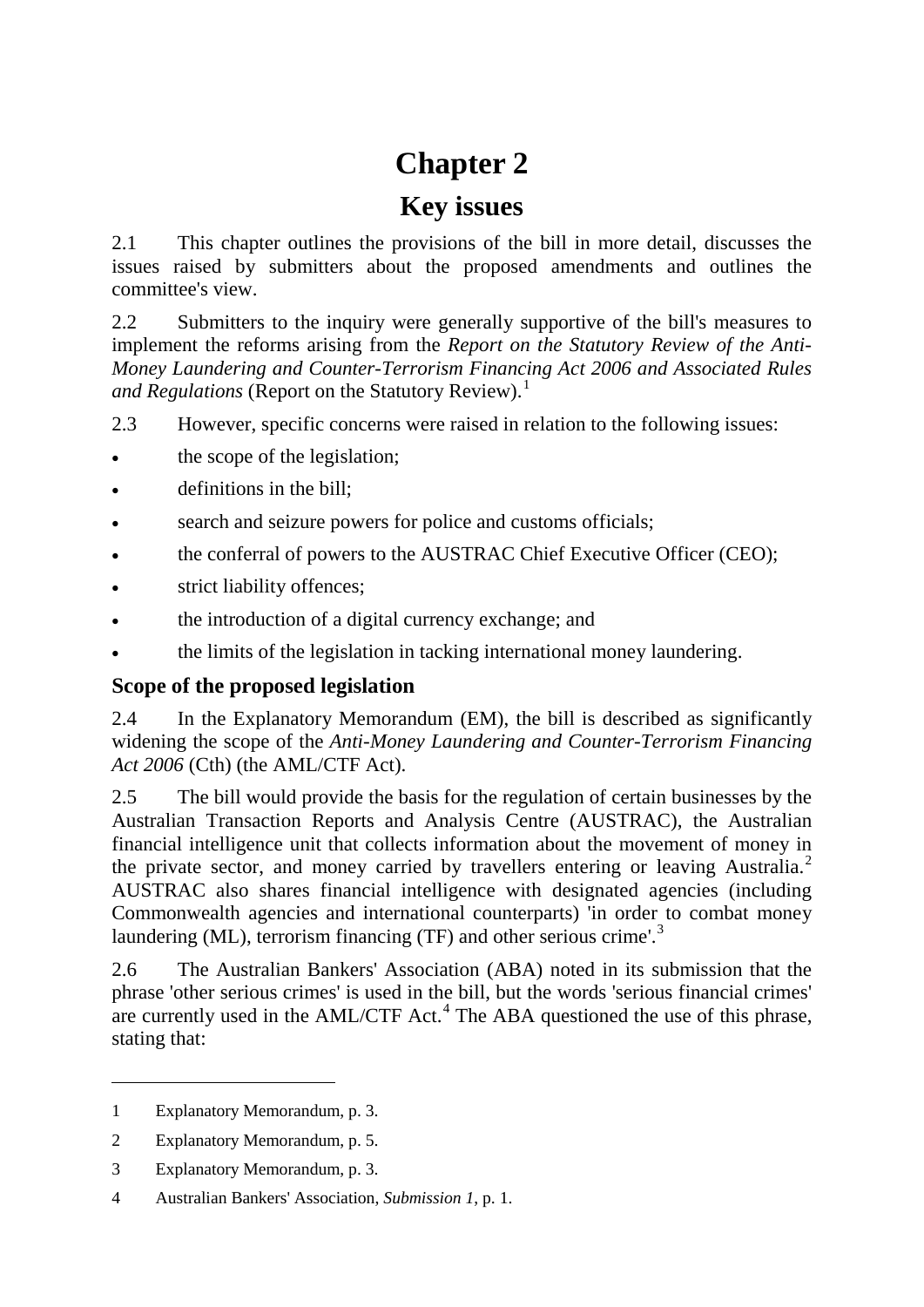# Chapter 2

## Key issues

2.1 This chapter outlines the provisions of the bill in more detail, discusses the issues raised by submitters about the proposed amendments and outlines the committee's view.

2.2 Submitters to the inquiry were generally supportive of the bill's measures to implement the reforms arising from the *Report on the Statutory Review of the Anti-Money Laundering and Counter-Terrorism Financing Act 2006 and Associated Rules and Regulations* (Report on the Statutory Review).[1]

2.3 However, specific concerns were raised in relation to the following issues:

- the scope of the legislation;
- definitions in the bill;
- search and seizure powers for police and customs officials;
- the conferral of powers to the AUSTRAC Chief Executive Officer (CEO);
- strict liability offences;
- the introduction of a digital currency exchange; and
- the limits of the legislation in tacking international money laundering.

### Scope of the proposed legislation

2.4 In the Explanatory Memorandum (EM), the bill is described as significantly widening the scope of the *Anti-Money Laundering and Counter-Terrorism Financing Act 2006* (Cth) (the AML/CTF Act).

2.5 The bill would provide the basis for the regulation of certain businesses by the Australian Transaction Reports and Analysis Centre (AUSTRAC), the Australian financial intelligence unit that collects information about the movement of money in the private sector, and money carried by travellers entering or leaving Australia.[2] AUSTRAC also shares financial intelligence with designated agencies (including Commonwealth agencies and international counterparts) 'in order to combat money laundering (ML), terrorism financing (TF) and other serious crime'.[3]

2.6 The Australian Bankers' Association (ABA) noted in its submission that the phrase 'other serious crimes' is used in the bill, but the words 'serious financial crimes' are currently used in the AML/CTF Act.[4] The ABA questioned the use of this phrase, stating that:

---

1 Explanatory Memorandum, p. 3.

2 Explanatory Memorandum, p. 5.

3 Explanatory Memorandum, p. 3.

4 Australian Bankers' Association, *Submission 1*, p. 1.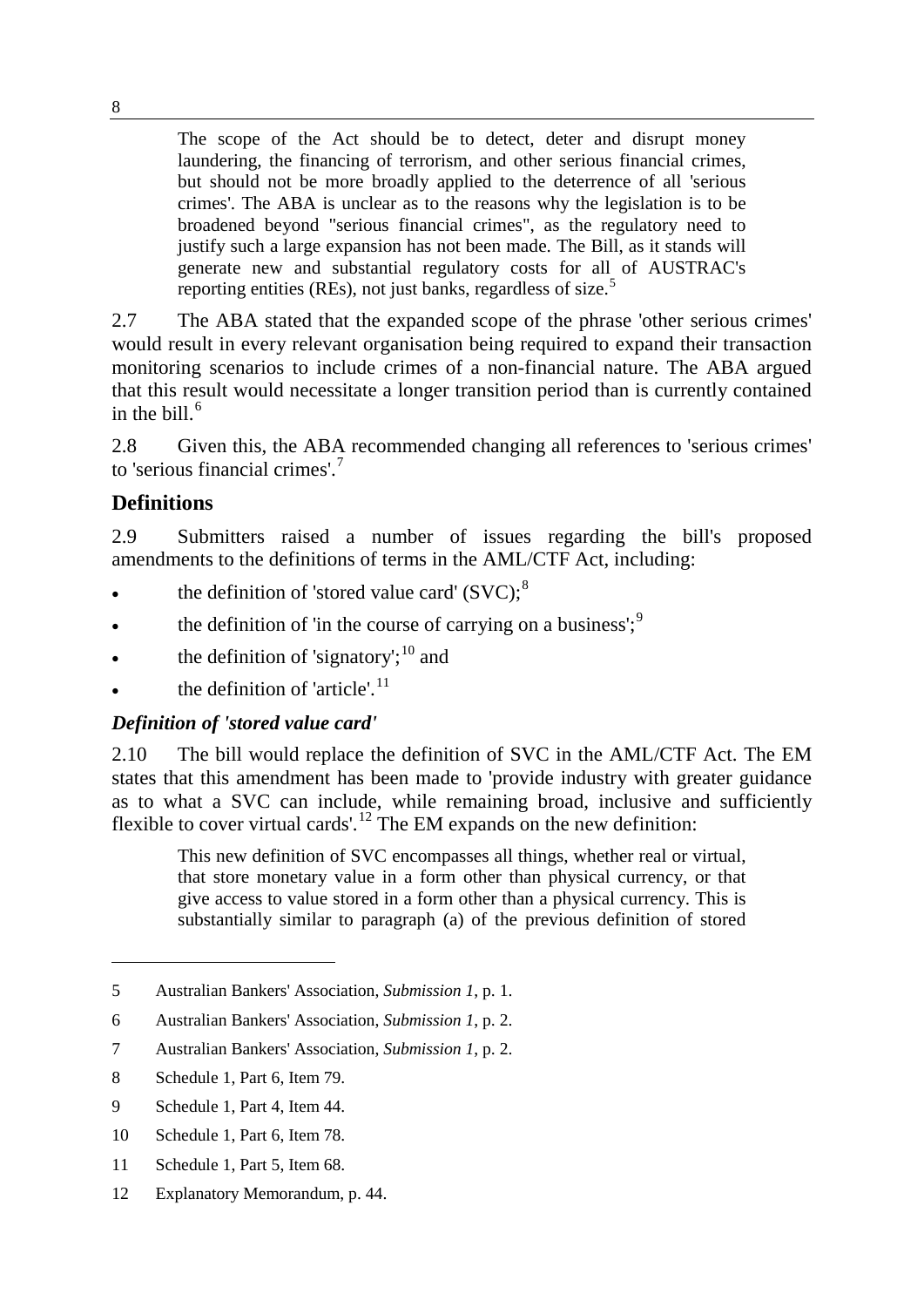> The scope of the Act should be to detect, deter and disrupt money laundering, the financing of terrorism, and other serious financial crimes, but should not be more broadly applied to the deterrence of all 'serious crimes'. The ABA is unclear as to the reasons why the legislation is to be broadened beyond "serious financial crimes", as the regulatory need to justify such a large expansion has not been made. The Bill, as it stands will generate new and substantial regulatory costs for all of AUSTRAC's reporting entities (REs), not just banks, regardless of size.[5]

2.7 The ABA stated that the expanded scope of the phrase 'other serious crimes' would result in every relevant organisation being required to expand their transaction monitoring scenarios to include crimes of a non-financial nature. The ABA argued that this result would necessitate a longer transition period than is currently contained in the bill.[6]

2.8 Given this, the ABA recommended changing all references to 'serious crimes' to 'serious financial crimes'.[7]

## Definitions

2.9 Submitters raised a number of issues regarding the bill's proposed amendments to the definitions of terms in the AML/CTF Act, including:

- the definition of 'stored value card' (SVC);[8]
- the definition of 'in the course of carrying on a business';[9]
- the definition of 'signatory';[10] and
- the definition of 'article'.[11]

### *Definition of 'stored value card'*

2.10 The bill would replace the definition of SVC in the AML/CTF Act. The EM states that this amendment has been made to 'provide industry with greater guidance as to what a SVC can include, while remaining broad, inclusive and sufficiently flexible to cover virtual cards'.[12] The EM expands on the new definition:

> This new definition of SVC encompasses all things, whether real or virtual, that store monetary value in a form other than physical currency, or that give access to value stored in a form other than a physical currency. This is substantially similar to paragraph (a) of the previous definition of stored

---

5 Australian Bankers' Association, *Submission 1*, p. 1.

6 Australian Bankers' Association, *Submission 1*, p. 2.

7 Australian Bankers' Association, *Submission 1*, p. 2.

8 Schedule 1, Part 6, Item 79.

9 Schedule 1, Part 4, Item 44.

10 Schedule 1, Part 6, Item 78.

11 Schedule 1, Part 5, Item 68.

12 Explanatory Memorandum, p. 44.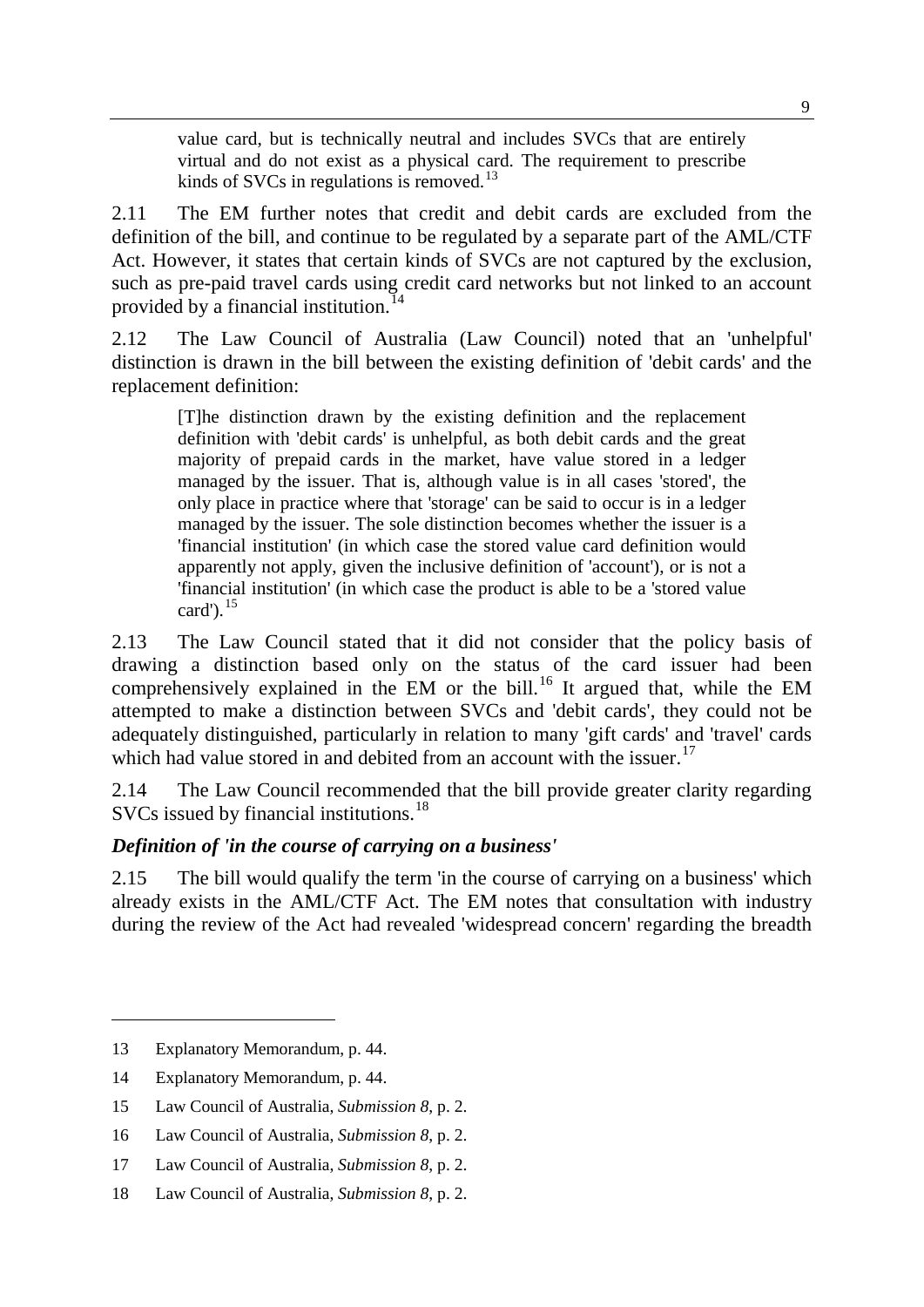> value card, but is technically neutral and includes SVCs that are entirely virtual and do not exist as a physical card. The requirement to prescribe kinds of SVCs in regulations is removed.[13]

2.11 The EM further notes that credit and debit cards are excluded from the definition of the bill, and continue to be regulated by a separate part of the AML/CTF Act. However, it states that certain kinds of SVCs are not captured by the exclusion, such as pre-paid travel cards using credit card networks but not linked to an account provided by a financial institution.[14]

2.12 The Law Council of Australia (Law Council) noted that an 'unhelpful' distinction is drawn in the bill between the existing definition of 'debit cards' and the replacement definition:

> [T]he distinction drawn by the existing definition and the replacement definition with 'debit cards' is unhelpful, as both debit cards and the great majority of prepaid cards in the market, have value stored in a ledger managed by the issuer. That is, although value is in all cases 'stored', the only place in practice where that 'storage' can be said to occur is in a ledger managed by the issuer. The sole distinction becomes whether the issuer is a 'financial institution' (in which case the stored value card definition would apparently not apply, given the inclusive definition of 'account'), or is not a 'financial institution' (in which case the product is able to be a 'stored value card').[15]

2.13 The Law Council stated that it did not consider that the policy basis of drawing a distinction based only on the status of the card issuer had been comprehensively explained in the EM or the bill.[16] It argued that, while the EM attempted to make a distinction between SVCs and 'debit cards', they could not be adequately distinguished, particularly in relation to many 'gift cards' and 'travel' cards which had value stored in and debited from an account with the issuer.[17]

2.14 The Law Council recommended that the bill provide greater clarity regarding SVCs issued by financial institutions.[18]

### *Definition of 'in the course of carrying on a business'*

2.15 The bill would qualify the term 'in the course of carrying on a business' which already exists in the AML/CTF Act. The EM notes that consultation with industry during the review of the Act had revealed 'widespread concern' regarding the breadth

---

13 Explanatory Memorandum, p. 44.

14 Explanatory Memorandum, p. 44.

15 Law Council of Australia, *Submission 8*, p. 2.

16 Law Council of Australia, *Submission 8*, p. 2.

17 Law Council of Australia, *Submission 8*, p. 2.

18 Law Council of Australia, *Submission 8*, p. 2.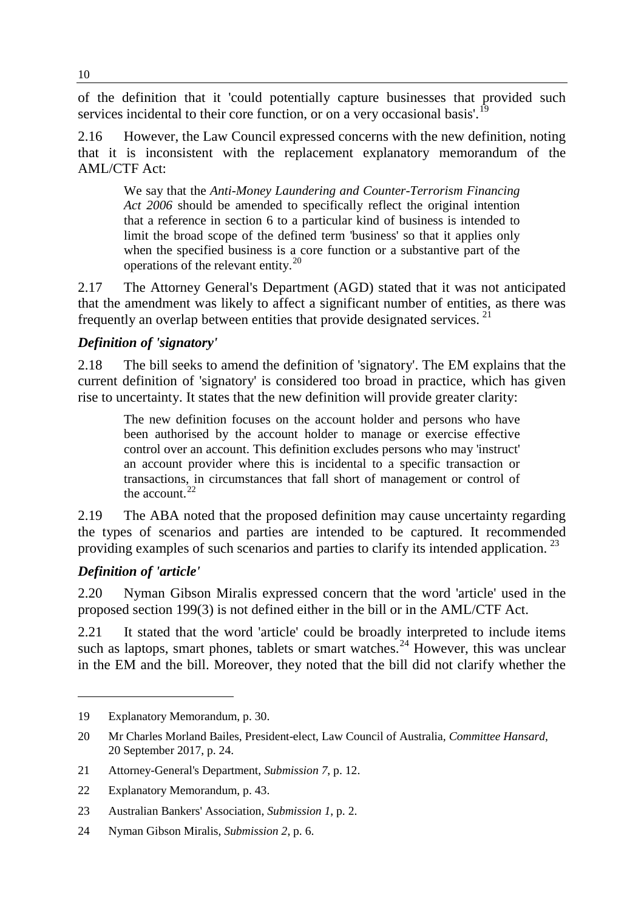of the definition that it 'could potentially capture businesses that provided such services incidental to their core function, or on a very occasional basis'.[19]

2.16 However, the Law Council expressed concerns with the new definition, noting that it is inconsistent with the replacement explanatory memorandum of the AML/CTF Act:

> We say that the *Anti-Money Laundering and Counter-Terrorism Financing Act 2006* should be amended to specifically reflect the original intention that a reference in section 6 to a particular kind of business is intended to limit the broad scope of the defined term 'business' so that it applies only when the specified business is a core function or a substantive part of the operations of the relevant entity.[20]

2.17 The Attorney General's Department (AGD) stated that it was not anticipated that the amendment was likely to affect a significant number of entities, as there was frequently an overlap between entities that provide designated services.[21]

### *Definition of 'signatory'*

2.18 The bill seeks to amend the definition of 'signatory'. The EM explains that the current definition of 'signatory' is considered too broad in practice, which has given rise to uncertainty. It states that the new definition will provide greater clarity:

> The new definition focuses on the account holder and persons who have been authorised by the account holder to manage or exercise effective control over an account. This definition excludes persons who may 'instruct' an account provider where this is incidental to a specific transaction or transactions, in circumstances that fall short of management or control of the account.[22]

2.19 The ABA noted that the proposed definition may cause uncertainty regarding the types of scenarios and parties are intended to be captured. It recommended providing examples of such scenarios and parties to clarify its intended application.[23]

### *Definition of 'article'*

2.20 Nyman Gibson Miralis expressed concern that the word 'article' used in the proposed section 199(3) is not defined either in the bill or in the AML/CTF Act.

2.21 It stated that the word 'article' could be broadly interpreted to include items such as laptops, smart phones, tablets or smart watches.[24] However, this was unclear in the EM and the bill. Moreover, they noted that the bill did not clarify whether the

---

19 Explanatory Memorandum, p. 30.

20 Mr Charles Morland Bailes, President-elect, Law Council of Australia, *Committee Hansard*, 20 September 2017, p. 24.

21 Attorney-General's Department, *Submission 7*, p. 12.

22 Explanatory Memorandum, p. 43.

23 Australian Bankers' Association, *Submission 1*, p. 2.

24 Nyman Gibson Miralis, *Submission 2*, p. 6.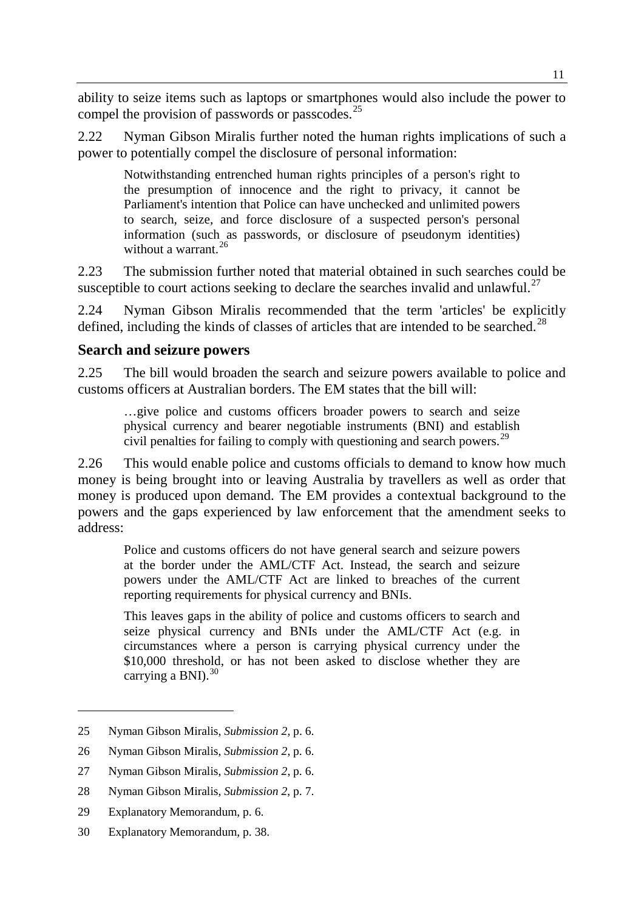ability to seize items such as laptops or smartphones would also include the power to compel the provision of passwords or passcodes.[25]

2.22 Nyman Gibson Miralis further noted the human rights implications of such a power to potentially compel the disclosure of personal information:

> Notwithstanding entrenched human rights principles of a person's right to the presumption of innocence and the right to privacy, it cannot be Parliament's intention that Police can have unchecked and unlimited powers to search, seize, and force disclosure of a suspected person's personal information (such as passwords, or disclosure of pseudonym identities) without a warrant.[26]

2.23 The submission further noted that material obtained in such searches could be susceptible to court actions seeking to declare the searches invalid and unlawful.[27]

2.24 Nyman Gibson Miralis recommended that the term 'articles' be explicitly defined, including the kinds of classes of articles that are intended to be searched.[28]

## Search and seizure powers

2.25 The bill would broaden the search and seizure powers available to police and customs officers at Australian borders. The EM states that the bill will:

> …give police and customs officers broader powers to search and seize physical currency and bearer negotiable instruments (BNI) and establish civil penalties for failing to comply with questioning and search powers.[29]

2.26 This would enable police and customs officials to demand to know how much money is being brought into or leaving Australia by travellers as well as order that money is produced upon demand. The EM provides a contextual background to the powers and the gaps experienced by law enforcement that the amendment seeks to address:

> Police and customs officers do not have general search and seizure powers at the border under the AML/CTF Act. Instead, the search and seizure powers under the AML/CTF Act are linked to breaches of the current reporting requirements for physical currency and BNIs.
>
> This leaves gaps in the ability of police and customs officers to search and seize physical currency and BNIs under the AML/CTF Act (e.g. in circumstances where a person is carrying physical currency under the \$10,000 threshold, or has not been asked to disclose whether they are carrying a BNI).[30]

---

25 Nyman Gibson Miralis, *Submission 2*, p. 6.

26 Nyman Gibson Miralis, *Submission 2*, p. 6.

27 Nyman Gibson Miralis, *Submission 2*, p. 6.

28 Nyman Gibson Miralis, *Submission 2*, p. 7.

29 Explanatory Memorandum, p. 6.

30 Explanatory Memorandum, p. 38.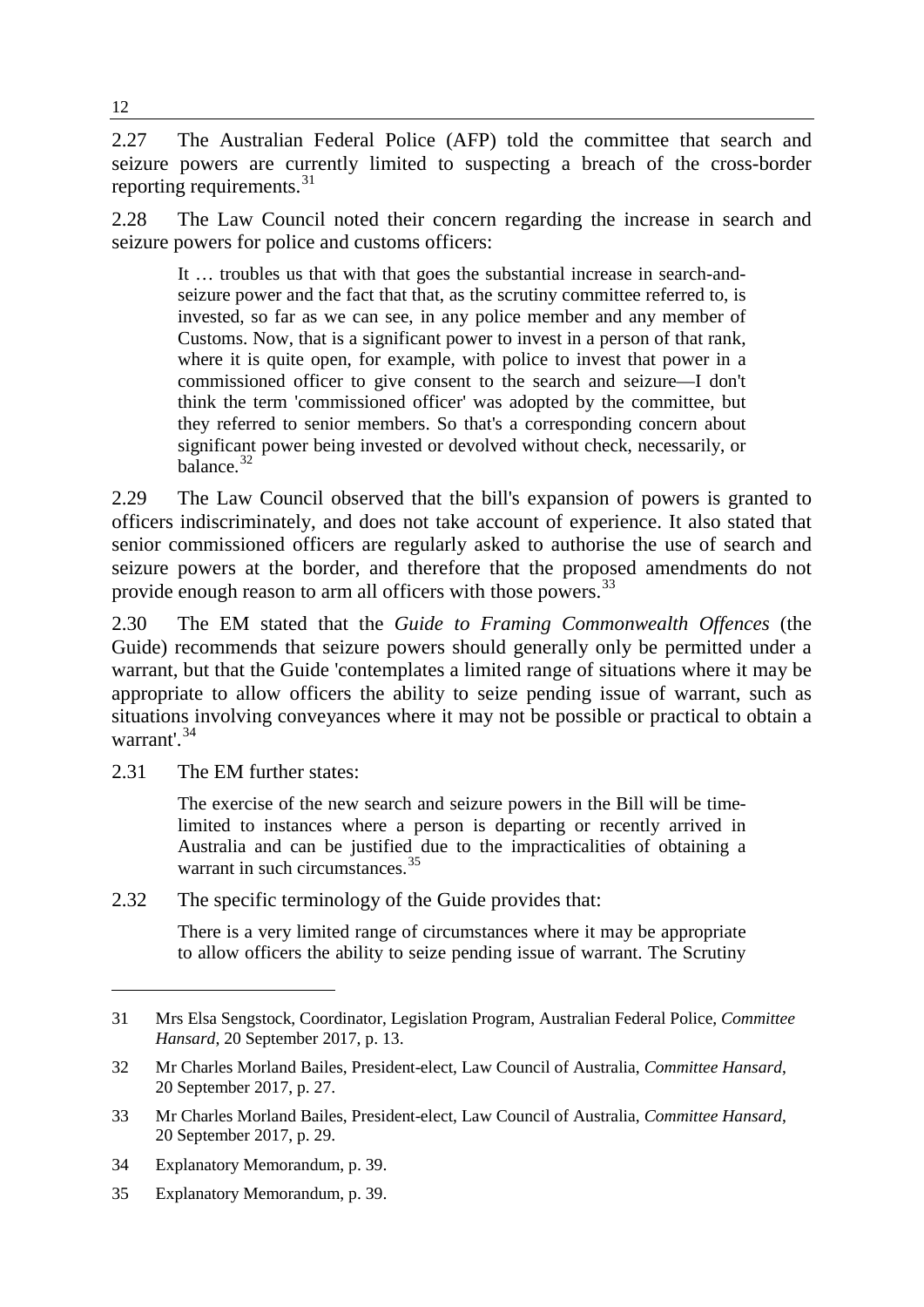2.27 The Australian Federal Police (AFP) told the committee that search and seizure powers are currently limited to suspecting a breach of the cross-border reporting requirements.[31]

2.28 The Law Council noted their concern regarding the increase in search and seizure powers for police and customs officers:

> It … troubles us that with that goes the substantial increase in search-and-seizure power and the fact that that, as the scrutiny committee referred to, is invested, so far as we can see, in any police member and any member of Customs. Now, that is a significant power to invest in a person of that rank, where it is quite open, for example, with police to invest that power in a commissioned officer to give consent to the search and seizure—I don't think the term 'commissioned officer' was adopted by the committee, but they referred to senior members. So that's a corresponding concern about significant power being invested or devolved without check, necessarily, or balance.[32]

2.29 The Law Council observed that the bill's expansion of powers is granted to officers indiscriminately, and does not take account of experience. It also stated that senior commissioned officers are regularly asked to authorise the use of search and seizure powers at the border, and therefore that the proposed amendments do not provide enough reason to arm all officers with those powers.[33]

2.30 The EM stated that the *Guide to Framing Commonwealth Offences* (the Guide) recommends that seizure powers should generally only be permitted under a warrant, but that the Guide 'contemplates a limited range of situations where it may be appropriate to allow officers the ability to seize pending issue of warrant, such as situations involving conveyances where it may not be possible or practical to obtain a warrant'.[34]

2.31 The EM further states:

> The exercise of the new search and seizure powers in the Bill will be time-limited to instances where a person is departing or recently arrived in Australia and can be justified due to the impracticalities of obtaining a warrant in such circumstances.[35]

2.32 The specific terminology of the Guide provides that:

> There is a very limited range of circumstances where it may be appropriate to allow officers the ability to seize pending issue of warrant. The Scrutiny

---

31 Mrs Elsa Sengstock, Coordinator, Legislation Program, Australian Federal Police, *Committee Hansard*, 20 September 2017, p. 13.

32 Mr Charles Morland Bailes, President-elect, Law Council of Australia, *Committee Hansard*, 20 September 2017, p. 27.

33 Mr Charles Morland Bailes, President-elect, Law Council of Australia, *Committee Hansard*, 20 September 2017, p. 29.

34 Explanatory Memorandum, p. 39.

35 Explanatory Memorandum, p. 39.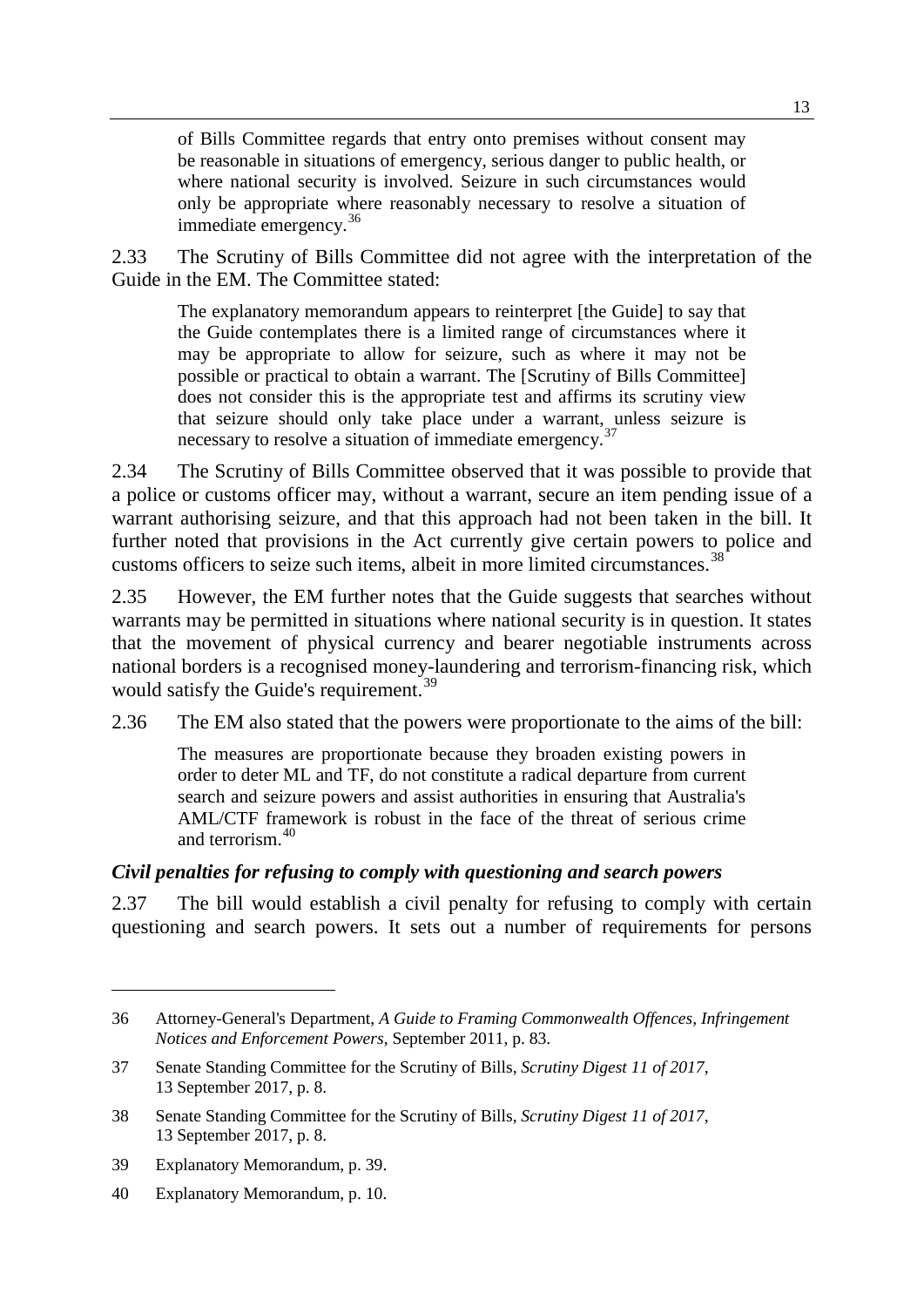> of Bills Committee regards that entry onto premises without consent may be reasonable in situations of emergency, serious danger to public health, or where national security is involved. Seizure in such circumstances would only be appropriate where reasonably necessary to resolve a situation of immediate emergency.[36]

2.33 The Scrutiny of Bills Committee did not agree with the interpretation of the Guide in the EM. The Committee stated:

> The explanatory memorandum appears to reinterpret [the Guide] to say that the Guide contemplates there is a limited range of circumstances where it may be appropriate to allow for seizure, such as where it may not be possible or practical to obtain a warrant. The [Scrutiny of Bills Committee] does not consider this is the appropriate test and affirms its scrutiny view that seizure should only take place under a warrant, unless seizure is necessary to resolve a situation of immediate emergency.[37]

2.34 The Scrutiny of Bills Committee observed that it was possible to provide that a police or customs officer may, without a warrant, secure an item pending issue of a warrant authorising seizure, and that this approach had not been taken in the bill. It further noted that provisions in the Act currently give certain powers to police and customs officers to seize such items, albeit in more limited circumstances.[38]

2.35 However, the EM further notes that the Guide suggests that searches without warrants may be permitted in situations where national security is in question. It states that the movement of physical currency and bearer negotiable instruments across national borders is a recognised money-laundering and terrorism-financing risk, which would satisfy the Guide's requirement.[39]

2.36 The EM also stated that the powers were proportionate to the aims of the bill:

> The measures are proportionate because they broaden existing powers in order to deter ML and TF, do not constitute a radical departure from current search and seizure powers and assist authorities in ensuring that Australia's AML/CTF framework is robust in the face of the threat of serious crime and terrorism.[40]

### *Civil penalties for refusing to comply with questioning and search powers*

2.37 The bill would establish a civil penalty for refusing to comply with certain questioning and search powers. It sets out a number of requirements for persons

---

36 Attorney-General's Department, *A Guide to Framing Commonwealth Offences, Infringement Notices and Enforcement Powers*, September 2011, p. 83.

37 Senate Standing Committee for the Scrutiny of Bills, *Scrutiny Digest 11 of 2017*, 13 September 2017, p. 8.

38 Senate Standing Committee for the Scrutiny of Bills, *Scrutiny Digest 11 of 2017*, 13 September 2017, p. 8.

39 Explanatory Memorandum, p. 39.

40 Explanatory Memorandum, p. 10.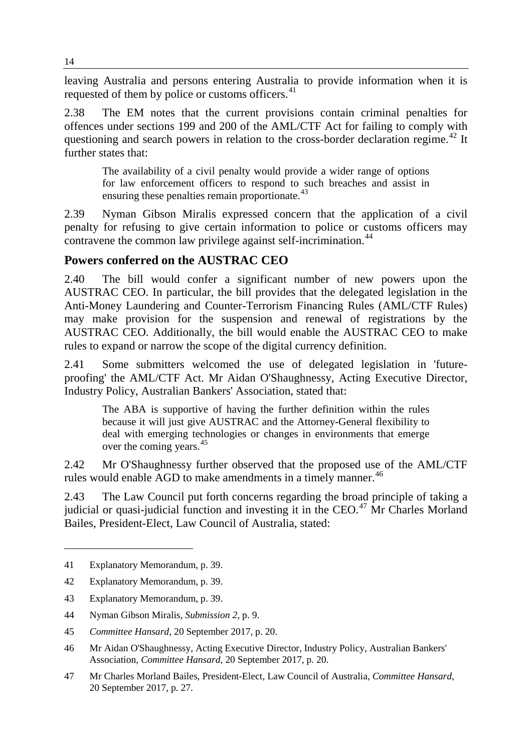leaving Australia and persons entering Australia to provide information when it is requested of them by police or customs officers.[41]

2.38 The EM notes that the current provisions contain criminal penalties for offences under sections 199 and 200 of the AML/CTF Act for failing to comply with questioning and search powers in relation to the cross-border declaration regime.[42] It further states that:

> The availability of a civil penalty would provide a wider range of options for law enforcement officers to respond to such breaches and assist in ensuring these penalties remain proportionate.[43]

2.39 Nyman Gibson Miralis expressed concern that the application of a civil penalty for refusing to give certain information to police or customs officers may contravene the common law privilege against self-incrimination.[44]

## Powers conferred on the AUSTRAC CEO

2.40 The bill would confer a significant number of new powers upon the AUSTRAC CEO. In particular, the bill provides that the delegated legislation in the Anti-Money Laundering and Counter-Terrorism Financing Rules (AML/CTF Rules) may make provision for the suspension and renewal of registrations by the AUSTRAC CEO. Additionally, the bill would enable the AUSTRAC CEO to make rules to expand or narrow the scope of the digital currency definition.

2.41 Some submitters welcomed the use of delegated legislation in 'future-proofing' the AML/CTF Act. Mr Aidan O'Shaughnessy, Acting Executive Director, Industry Policy, Australian Bankers' Association, stated that:

> The ABA is supportive of having the further definition within the rules because it will just give AUSTRAC and the Attorney-General flexibility to deal with emerging technologies or changes in environments that emerge over the coming years.[45]

2.42 Mr O'Shaughnessy further observed that the proposed use of the AML/CTF rules would enable AGD to make amendments in a timely manner.[46]

2.43 The Law Council put forth concerns regarding the broad principle of taking a judicial or quasi-judicial function and investing it in the CEO.[47] Mr Charles Morland Bailes, President-Elect, Law Council of Australia, stated:

---

41 Explanatory Memorandum, p. 39.

42 Explanatory Memorandum, p. 39.

43 Explanatory Memorandum, p. 39.

44 Nyman Gibson Miralis, *Submission 2*, p. 9.

45 *Committee Hansard*, 20 September 2017, p. 20.

46 Mr Aidan O'Shaughnessy, Acting Executive Director, Industry Policy, Australian Bankers' Association, *Committee Hansard*, 20 September 2017, p. 20.

47 Mr Charles Morland Bailes, President-Elect, Law Council of Australia, *Committee Hansard*, 20 September 2017, p. 27.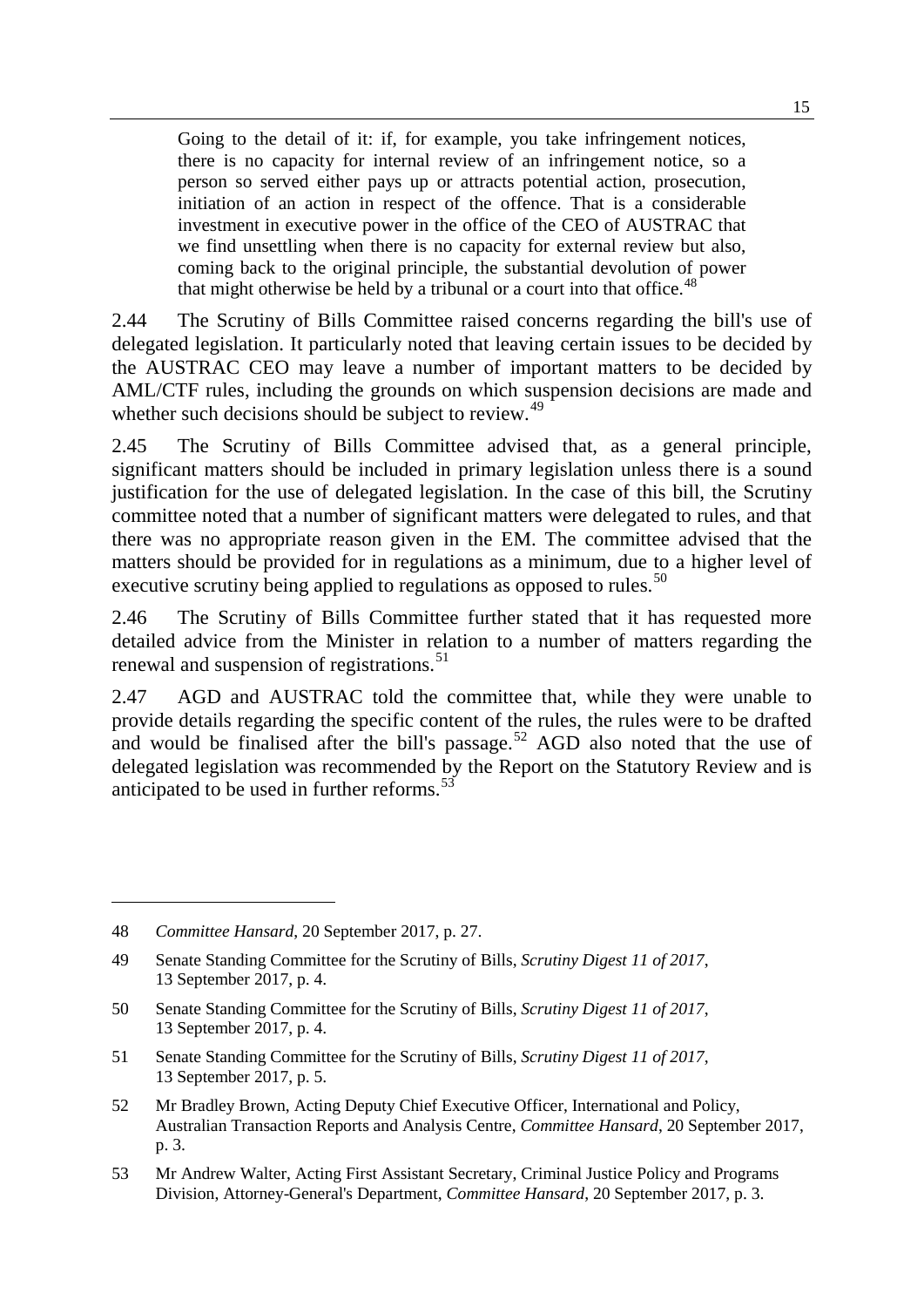> Going to the detail of it: if, for example, you take infringement notices, there is no capacity for internal review of an infringement notice, so a person so served either pays up or attracts potential action, prosecution, initiation of an action in respect of the offence. That is a considerable investment in executive power in the office of the CEO of AUSTRAC that we find unsettling when there is no capacity for external review but also, coming back to the original principle, the substantial devolution of power that might otherwise be held by a tribunal or a court into that office.[48]

2.44 The Scrutiny of Bills Committee raised concerns regarding the bill's use of delegated legislation. It particularly noted that leaving certain issues to be decided by the AUSTRAC CEO may leave a number of important matters to be decided by AML/CTF rules, including the grounds on which suspension decisions are made and whether such decisions should be subject to review.[49]

2.45 The Scrutiny of Bills Committee advised that, as a general principle, significant matters should be included in primary legislation unless there is a sound justification for the use of delegated legislation. In the case of this bill, the Scrutiny committee noted that a number of significant matters were delegated to rules, and that there was no appropriate reason given in the EM. The committee advised that the matters should be provided for in regulations as a minimum, due to a higher level of executive scrutiny being applied to regulations as opposed to rules.[50]

2.46 The Scrutiny of Bills Committee further stated that it has requested more detailed advice from the Minister in relation to a number of matters regarding the renewal and suspension of registrations.[51]

2.47 AGD and AUSTRAC told the committee that, while they were unable to provide details regarding the specific content of the rules, the rules were to be drafted and would be finalised after the bill's passage.[52] AGD also noted that the use of delegated legislation was recommended by the Report on the Statutory Review and is anticipated to be used in further reforms.[53]

---

48 *Committee Hansard*, 20 September 2017, p. 27.

49 Senate Standing Committee for the Scrutiny of Bills, *Scrutiny Digest 11 of 2017*, 13 September 2017, p. 4.

50 Senate Standing Committee for the Scrutiny of Bills, *Scrutiny Digest 11 of 2017*, 13 September 2017, p. 4.

51 Senate Standing Committee for the Scrutiny of Bills, *Scrutiny Digest 11 of 2017*, 13 September 2017, p. 5.

52 Mr Bradley Brown, Acting Deputy Chief Executive Officer, International and Policy, Australian Transaction Reports and Analysis Centre, *Committee Hansard*, 20 September 2017, p. 3.

53 Mr Andrew Walter, Acting First Assistant Secretary, Criminal Justice Policy and Programs Division, Attorney-General's Department, *Committee Hansard*, 20 September 2017, p. 3.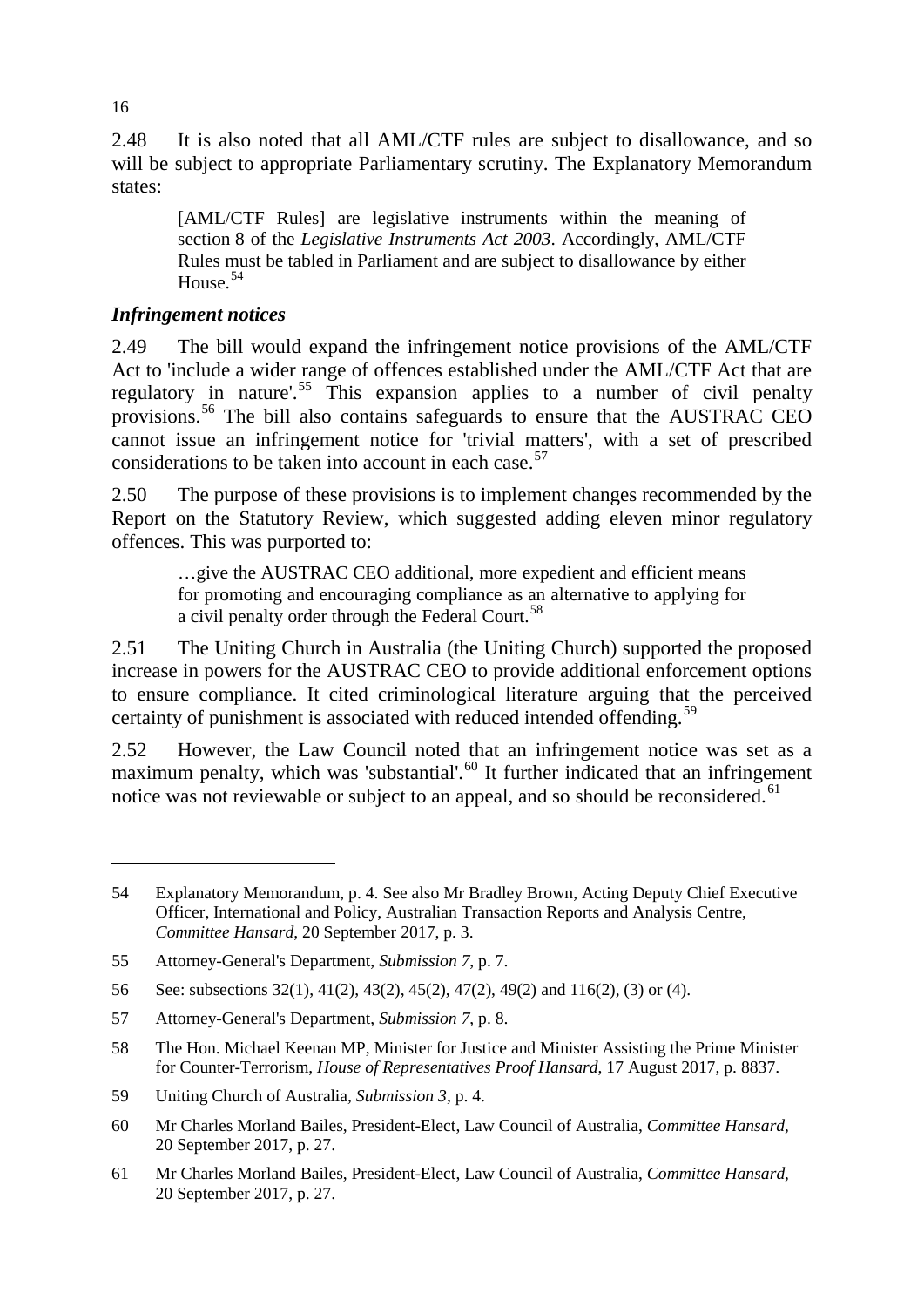2.48 It is also noted that all AML/CTF rules are subject to disallowance, and so will be subject to appropriate Parliamentary scrutiny. The Explanatory Memorandum states:

> [AML/CTF Rules] are legislative instruments within the meaning of section 8 of the *Legislative Instruments Act 2003*. Accordingly, AML/CTF Rules must be tabled in Parliament and are subject to disallowance by either House.[54]

### *Infringement notices*

2.49 The bill would expand the infringement notice provisions of the AML/CTF Act to 'include a wider range of offences established under the AML/CTF Act that are regulatory in nature'.[55] This expansion applies to a number of civil penalty provisions.[56] The bill also contains safeguards to ensure that the AUSTRAC CEO cannot issue an infringement notice for 'trivial matters', with a set of prescribed considerations to be taken into account in each case.[57]

2.50 The purpose of these provisions is to implement changes recommended by the Report on the Statutory Review, which suggested adding eleven minor regulatory offences. This was purported to:

> …give the AUSTRAC CEO additional, more expedient and efficient means for promoting and encouraging compliance as an alternative to applying for a civil penalty order through the Federal Court.[58]

2.51 The Uniting Church in Australia (the Uniting Church) supported the proposed increase in powers for the AUSTRAC CEO to provide additional enforcement options to ensure compliance. It cited criminological literature arguing that the perceived certainty of punishment is associated with reduced intended offending.[59]

2.52 However, the Law Council noted that an infringement notice was set as a maximum penalty, which was 'substantial'.[60] It further indicated that an infringement notice was not reviewable or subject to an appeal, and so should be reconsidered.[61]

---

54 Explanatory Memorandum, p. 4. See also Mr Bradley Brown, Acting Deputy Chief Executive Officer, International and Policy, Australian Transaction Reports and Analysis Centre, *Committee Hansard*, 20 September 2017, p. 3.

55 Attorney-General's Department, *Submission 7*, p. 7.

56 See: subsections 32(1), 41(2), 43(2), 45(2), 47(2), 49(2) and 116(2), (3) or (4).

57 Attorney-General's Department, *Submission 7*, p. 8.

58 The Hon. Michael Keenan MP, Minister for Justice and Minister Assisting the Prime Minister for Counter-Terrorism, *House of Representatives Proof Hansard*, 17 August 2017, p. 8837.

59 Uniting Church of Australia, *Submission 3*, p. 4.

60 Mr Charles Morland Bailes, President-Elect, Law Council of Australia, *Committee Hansard*, 20 September 2017, p. 27.

61 Mr Charles Morland Bailes, President-Elect, Law Council of Australia, *Committee Hansard*, 20 September 2017, p. 27.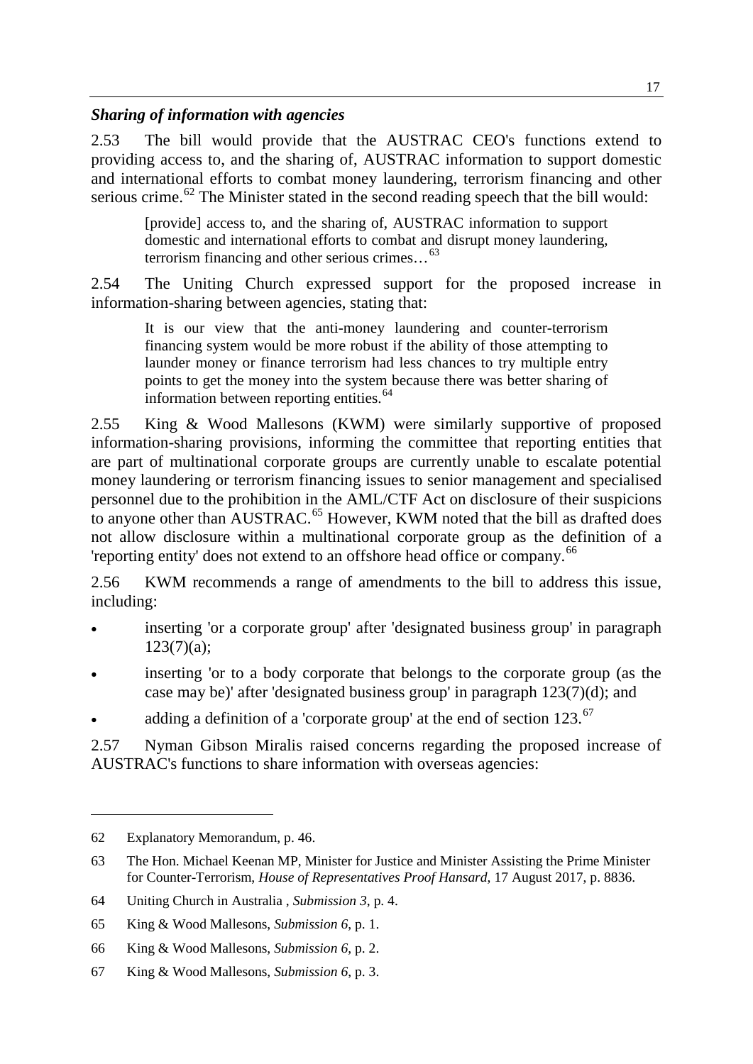### *Sharing of information with agencies*

2.53 The bill would provide that the AUSTRAC CEO's functions extend to providing access to, and the sharing of, AUSTRAC information to support domestic and international efforts to combat money laundering, terrorism financing and other serious crime.[62] The Minister stated in the second reading speech that the bill would:

> [provide] access to, and the sharing of, AUSTRAC information to support domestic and international efforts to combat and disrupt money laundering, terrorism financing and other serious crimes…[63]

2.54 The Uniting Church expressed support for the proposed increase in information-sharing between agencies, stating that:

> It is our view that the anti-money laundering and counter-terrorism financing system would be more robust if the ability of those attempting to launder money or finance terrorism had less chances to try multiple entry points to get the money into the system because there was better sharing of information between reporting entities.[64]

2.55 King & Wood Mallesons (KWM) were similarly supportive of proposed information-sharing provisions, informing the committee that reporting entities that are part of multinational corporate groups are currently unable to escalate potential money laundering or terrorism financing issues to senior management and specialised personnel due to the prohibition in the AML/CTF Act on disclosure of their suspicions to anyone other than AUSTRAC.[65] However, KWM noted that the bill as drafted does not allow disclosure within a multinational corporate group as the definition of a 'reporting entity' does not extend to an offshore head office or company.[66]

2.56 KWM recommends a range of amendments to the bill to address this issue, including:

- inserting 'or a corporate group' after 'designated business group' in paragraph 123(7)(a);
- inserting 'or to a body corporate that belongs to the corporate group (as the case may be)' after 'designated business group' in paragraph 123(7)(d); and
- adding a definition of a 'corporate group' at the end of section 123.[67]

2.57 Nyman Gibson Miralis raised concerns regarding the proposed increase of AUSTRAC's functions to share information with overseas agencies:

---

62 Explanatory Memorandum, p. 46.

63 The Hon. Michael Keenan MP, Minister for Justice and Minister Assisting the Prime Minister for Counter-Terrorism, *House of Representatives Proof Hansard*, 17 August 2017, p. 8836.

64 Uniting Church in Australia , *Submission 3*, p. 4.

65 King & Wood Mallesons, *Submission 6*, p. 1.

66 King & Wood Mallesons, *Submission 6*, p. 2.

67 King & Wood Mallesons, *Submission 6*, p. 3.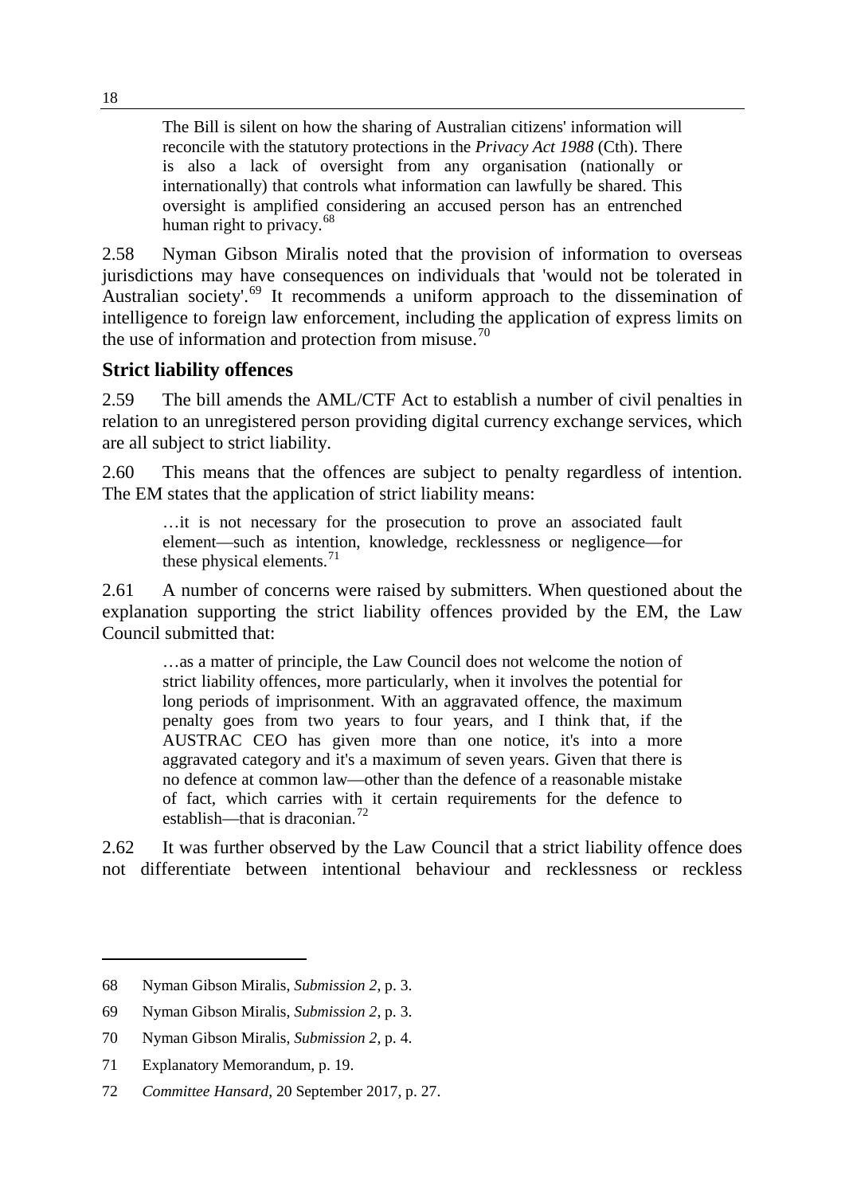> The Bill is silent on how the sharing of Australian citizens' information will reconcile with the statutory protections in the *Privacy Act 1988* (Cth). There is also a lack of oversight from any organisation (nationally or internationally) that controls what information can lawfully be shared. This oversight is amplified considering an accused person has an entrenched human right to privacy.[68]

2.58 Nyman Gibson Miralis noted that the provision of information to overseas jurisdictions may have consequences on individuals that 'would not be tolerated in Australian society'.[69] It recommends a uniform approach to the dissemination of intelligence to foreign law enforcement, including the application of express limits on the use of information and protection from misuse.[70]

### Strict liability offences

2.59 The bill amends the AML/CTF Act to establish a number of civil penalties in relation to an unregistered person providing digital currency exchange services, which are all subject to strict liability.

2.60 This means that the offences are subject to penalty regardless of intention. The EM states that the application of strict liability means:

> …it is not necessary for the prosecution to prove an associated fault element—such as intention, knowledge, recklessness or negligence—for these physical elements.[71]

2.61 A number of concerns were raised by submitters. When questioned about the explanation supporting the strict liability offences provided by the EM, the Law Council submitted that:

> …as a matter of principle, the Law Council does not welcome the notion of strict liability offences, more particularly, when it involves the potential for long periods of imprisonment. With an aggravated offence, the maximum penalty goes from two years to four years, and I think that, if the AUSTRAC CEO has given more than one notice, it's into a more aggravated category and it's a maximum of seven years. Given that there is no defence at common law—other than the defence of a reasonable mistake of fact, which carries with it certain requirements for the defence to establish—that is draconian.[72]

2.62 It was further observed by the Law Council that a strict liability offence does not differentiate between intentional behaviour and recklessness or reckless

---

68 Nyman Gibson Miralis, *Submission 2*, p. 3.

69 Nyman Gibson Miralis, *Submission 2*, p. 3.

70 Nyman Gibson Miralis, *Submission 2*, p. 4.

71 Explanatory Memorandum, p. 19.

72 *Committee Hansard*, 20 September 2017, p. 27.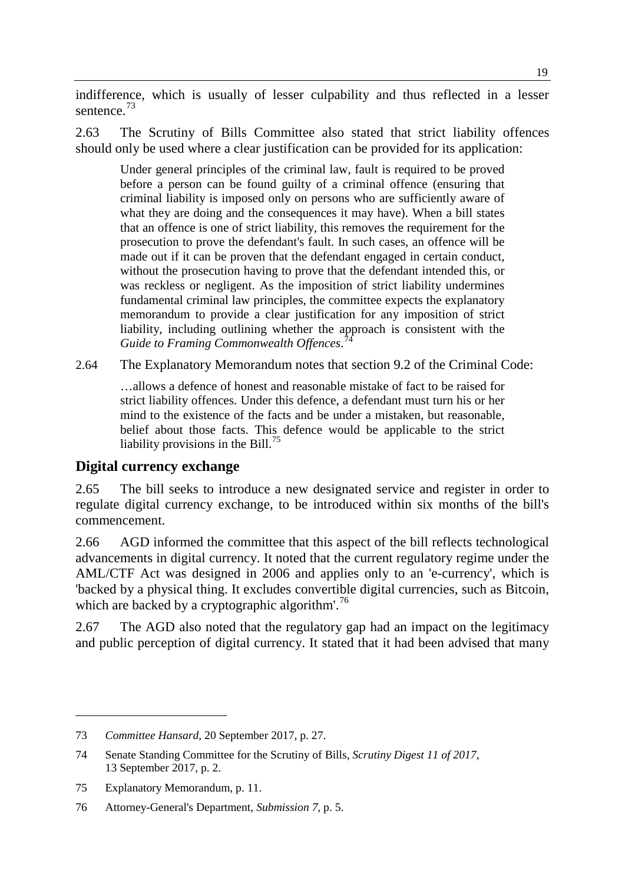indifference, which is usually of lesser culpability and thus reflected in a lesser sentence.[73]

2.63 The Scrutiny of Bills Committee also stated that strict liability offences should only be used where a clear justification can be provided for its application:

> Under general principles of the criminal law, fault is required to be proved before a person can be found guilty of a criminal offence (ensuring that criminal liability is imposed only on persons who are sufficiently aware of what they are doing and the consequences it may have). When a bill states that an offence is one of strict liability, this removes the requirement for the prosecution to prove the defendant's fault. In such cases, an offence will be made out if it can be proven that the defendant engaged in certain conduct, without the prosecution having to prove that the defendant intended this, or was reckless or negligent. As the imposition of strict liability undermines fundamental criminal law principles, the committee expects the explanatory memorandum to provide a clear justification for any imposition of strict liability, including outlining whether the approach is consistent with the *Guide to Framing Commonwealth Offences*.[74]

2.64 The Explanatory Memorandum notes that section 9.2 of the Criminal Code:

> …allows a defence of honest and reasonable mistake of fact to be raised for strict liability offences. Under this defence, a defendant must turn his or her mind to the existence of the facts and be under a mistaken, but reasonable, belief about those facts. This defence would be applicable to the strict liability provisions in the Bill.[75]

## Digital currency exchange

2.65 The bill seeks to introduce a new designated service and register in order to regulate digital currency exchange, to be introduced within six months of the bill's commencement.

2.66 AGD informed the committee that this aspect of the bill reflects technological advancements in digital currency. It noted that the current regulatory regime under the AML/CTF Act was designed in 2006 and applies only to an 'e-currency', which is 'backed by a physical thing. It excludes convertible digital currencies, such as Bitcoin, which are backed by a cryptographic algorithm'.[76]

2.67 The AGD also noted that the regulatory gap had an impact on the legitimacy and public perception of digital currency. It stated that it had been advised that many

---

73 *Committee Hansard*, 20 September 2017, p. 27.

74 Senate Standing Committee for the Scrutiny of Bills, *Scrutiny Digest 11 of 2017*, 13 September 2017, p. 2.

75 Explanatory Memorandum, p. 11.

76 Attorney-General's Department, *Submission 7*, p. 5.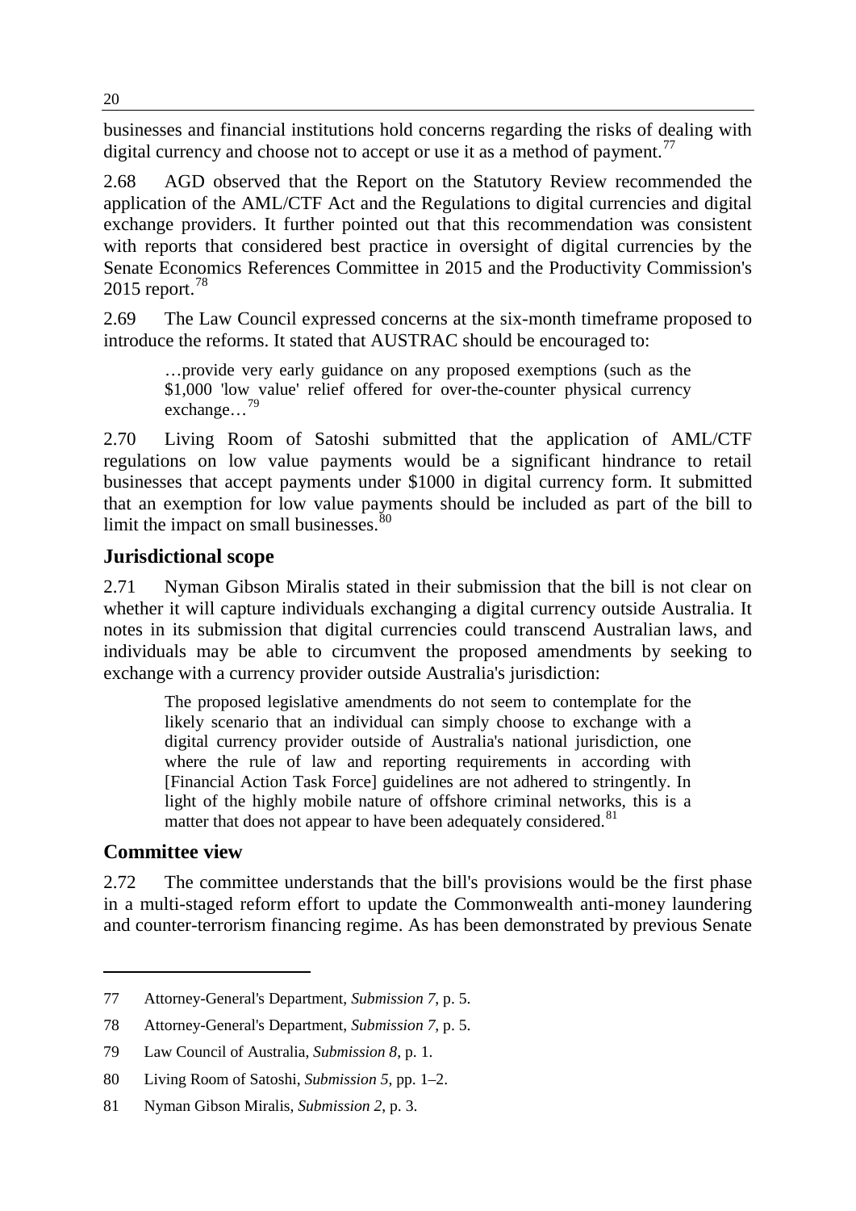businesses and financial institutions hold concerns regarding the risks of dealing with digital currency and choose not to accept or use it as a method of payment.[77]

2.68 AGD observed that the Report on the Statutory Review recommended the application of the AML/CTF Act and the Regulations to digital currencies and digital exchange providers. It further pointed out that this recommendation was consistent with reports that considered best practice in oversight of digital currencies by the Senate Economics References Committee in 2015 and the Productivity Commission's 2015 report.[78]

2.69 The Law Council expressed concerns at the six-month timeframe proposed to introduce the reforms. It stated that AUSTRAC should be encouraged to:

> …provide very early guidance on any proposed exemptions (such as the $1,000 'low value' relief offered for over-the-counter physical currency exchange…[79]

2.70 Living Room of Satoshi submitted that the application of AML/CTF regulations on low value payments would be a significant hindrance to retail businesses that accept payments under $1000 in digital currency form. It submitted that an exemption for low value payments should be included as part of the bill to limit the impact on small businesses.[80]

## Jurisdictional scope

2.71 Nyman Gibson Miralis stated in their submission that the bill is not clear on whether it will capture individuals exchanging a digital currency outside Australia. It notes in its submission that digital currencies could transcend Australian laws, and individuals may be able to circumvent the proposed amendments by seeking to exchange with a currency provider outside Australia's jurisdiction:

> The proposed legislative amendments do not seem to contemplate for the likely scenario that an individual can simply choose to exchange with a digital currency provider outside of Australia's national jurisdiction, one where the rule of law and reporting requirements in according with [Financial Action Task Force] guidelines are not adhered to stringently. In light of the highly mobile nature of offshore criminal networks, this is a matter that does not appear to have been adequately considered.[81]

## Committee view

2.72 The committee understands that the bill's provisions would be the first phase in a multi-staged reform effort to update the Commonwealth anti-money laundering and counter-terrorism financing regime. As has been demonstrated by previous Senate

---

77 Attorney-General's Department, *Submission 7*, p. 5.

78 Attorney-General's Department, *Submission 7*, p. 5.

79 Law Council of Australia, *Submission 8*, p. 1.

80 Living Room of Satoshi, *Submission 5*, pp. 1–2.

81 Nyman Gibson Miralis, *Submission 2*, p. 3.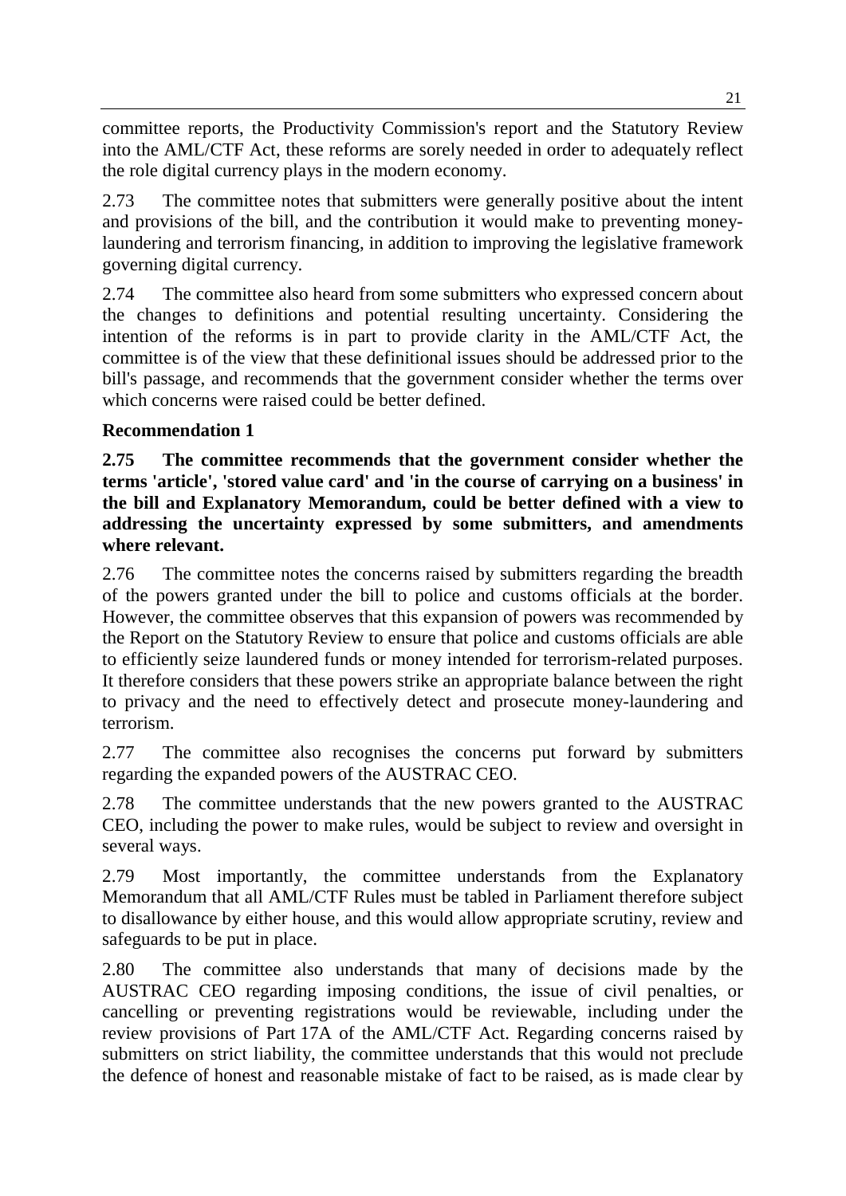committee reports, the Productivity Commission's report and the Statutory Review into the AML/CTF Act, these reforms are sorely needed in order to adequately reflect the role digital currency plays in the modern economy.

2.73 The committee notes that submitters were generally positive about the intent and provisions of the bill, and the contribution it would make to preventing money-laundering and terrorism financing, in addition to improving the legislative framework governing digital currency.

2.74 The committee also heard from some submitters who expressed concern about the changes to definitions and potential resulting uncertainty. Considering the intention of the reforms is in part to provide clarity in the AML/CTF Act, the committee is of the view that these definitional issues should be addressed prior to the bill's passage, and recommends that the government consider whether the terms over which concerns were raised could be better defined.

**Recommendation 1**

**2.75 The committee recommends that the government consider whether the terms 'article', 'stored value card' and 'in the course of carrying on a business' in the bill and Explanatory Memorandum, could be better defined with a view to addressing the uncertainty expressed by some submitters, and amendments where relevant.**

2.76 The committee notes the concerns raised by submitters regarding the breadth of the powers granted under the bill to police and customs officials at the border. However, the committee observes that this expansion of powers was recommended by the Report on the Statutory Review to ensure that police and customs officials are able to efficiently seize laundered funds or money intended for terrorism-related purposes. It therefore considers that these powers strike an appropriate balance between the right to privacy and the need to effectively detect and prosecute money-laundering and terrorism.

2.77 The committee also recognises the concerns put forward by submitters regarding the expanded powers of the AUSTRAC CEO.

2.78 The committee understands that the new powers granted to the AUSTRAC CEO, including the power to make rules, would be subject to review and oversight in several ways.

2.79 Most importantly, the committee understands from the Explanatory Memorandum that all AML/CTF Rules must be tabled in Parliament therefore subject to disallowance by either house, and this would allow appropriate scrutiny, review and safeguards to be put in place.

2.80 The committee also understands that many of decisions made by the AUSTRAC CEO regarding imposing conditions, the issue of civil penalties, or cancelling or preventing registrations would be reviewable, including under the review provisions of Part 17A of the AML/CTF Act. Regarding concerns raised by submitters on strict liability, the committee understands that this would not preclude the defence of honest and reasonable mistake of fact to be raised, as is made clear by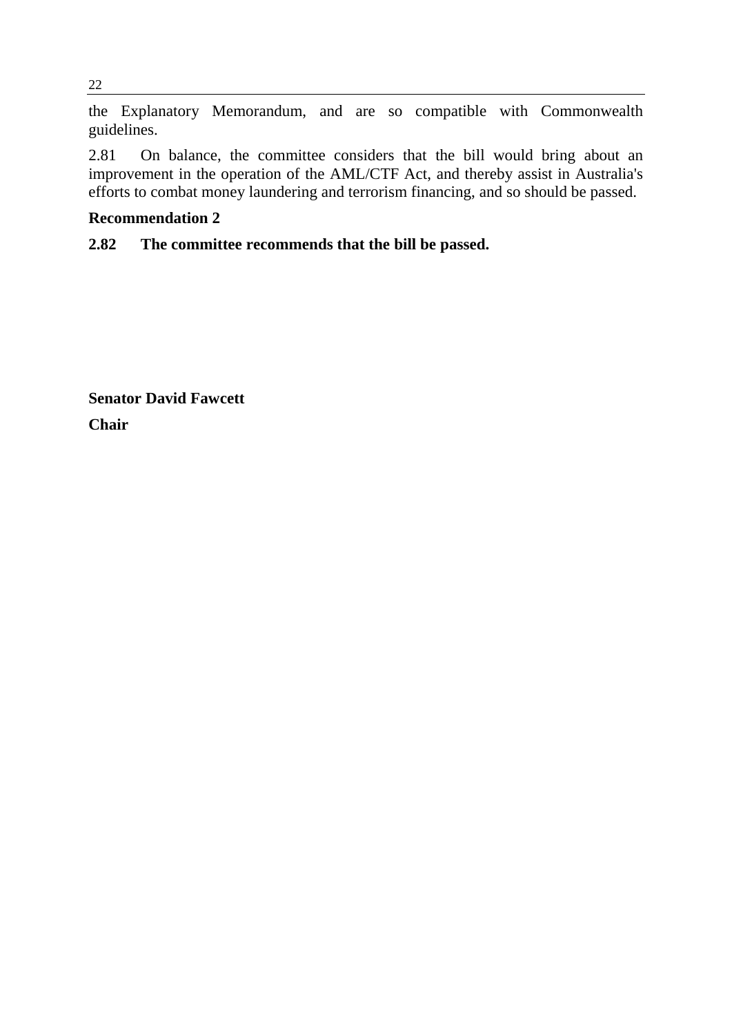the Explanatory Memorandum, and are so compatible with Commonwealth guidelines.

2.81 On balance, the committee considers that the bill would bring about an improvement in the operation of the AML/CTF Act, and thereby assist in Australia's efforts to combat money laundering and terrorism financing, and so should be passed.

**Recommendation 2**

**2.82 The committee recommends that the bill be passed.**

**Senator David Fawcett**

**Chair**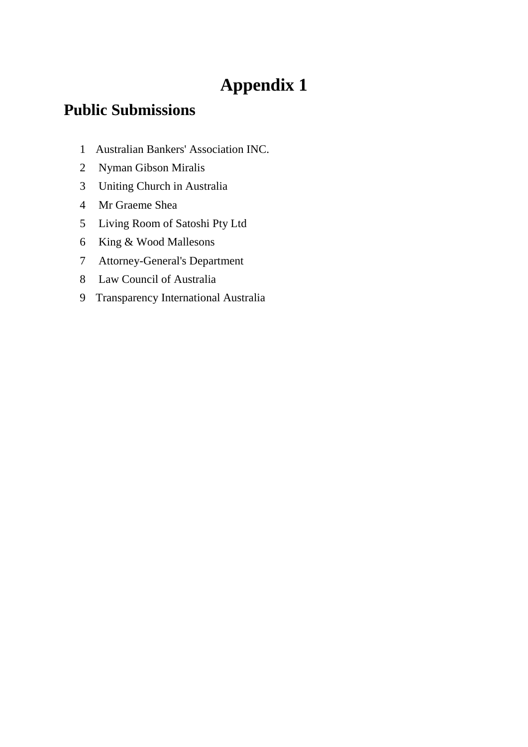# Appendix 1

## Public Submissions

1. Australian Bankers' Association INC.
2. Nyman Gibson Miralis
3. Uniting Church in Australia
4. Mr Graeme Shea
5. Living Room of Satoshi Pty Ltd
6. King & Wood Mallesons
7. Attorney-General's Department
8. Law Council of Australia
9. Transparency International Australia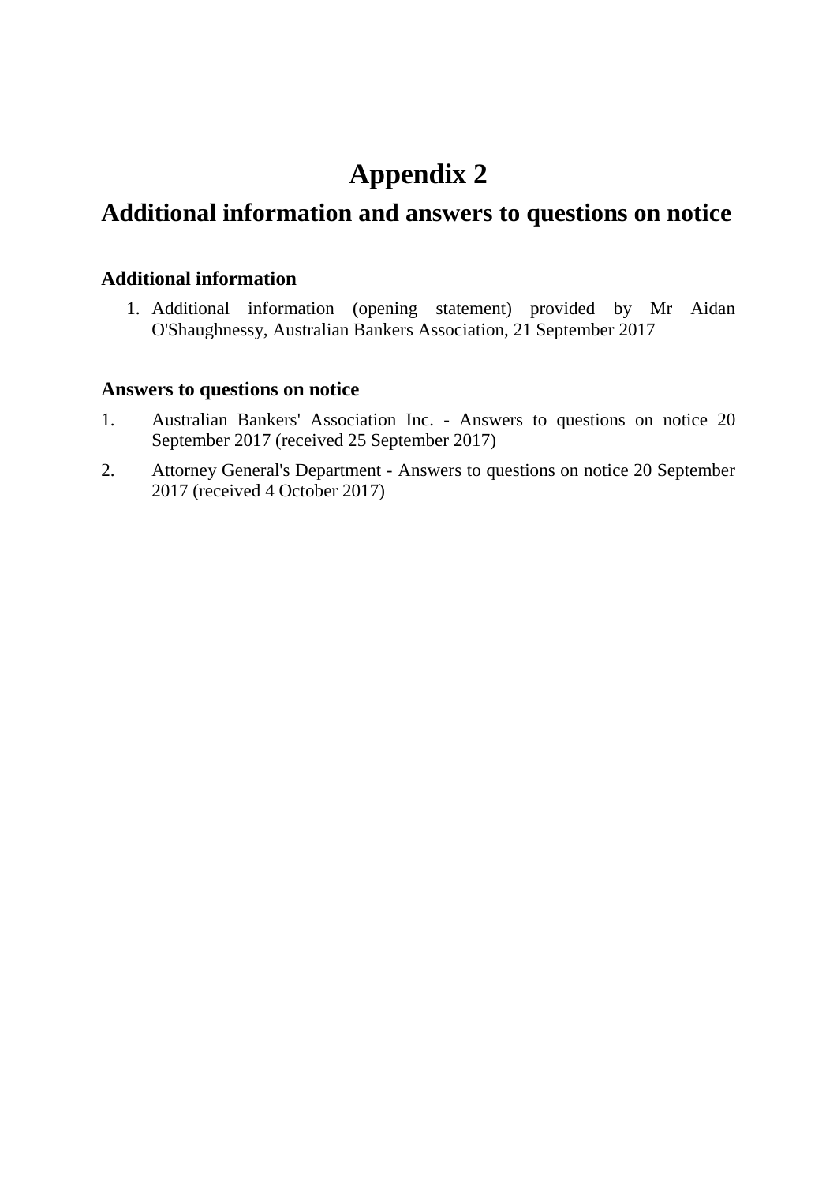# Appendix 2

## Additional information and answers to questions on notice

### Additional information

1. Additional information (opening statement) provided by Mr Aidan O'Shaughnessy, Australian Bankers Association, 21 September 2017

### Answers to questions on notice

1. Australian Bankers' Association Inc. - Answers to questions on notice 20 September 2017 (received 25 September 2017)
2. Attorney General's Department - Answers to questions on notice 20 September 2017 (received 4 October 2017)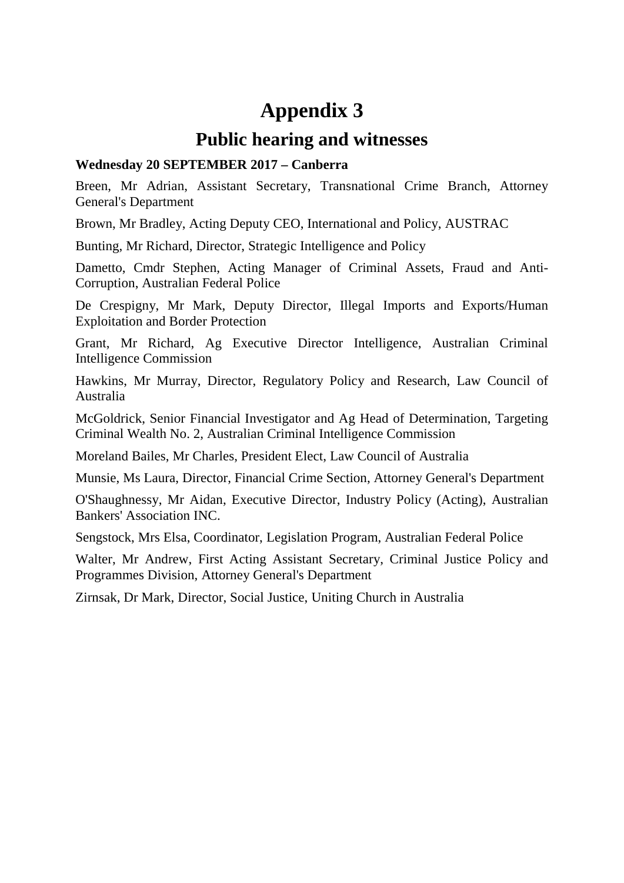# Appendix 3

## Public hearing and witnesses

**Wednesday 20 SEPTEMBER 2017 – Canberra**

Breen, Mr Adrian, Assistant Secretary, Transnational Crime Branch, Attorney General's Department

Brown, Mr Bradley, Acting Deputy CEO, International and Policy, AUSTRAC

Bunting, Mr Richard, Director, Strategic Intelligence and Policy

Dametto, Cmdr Stephen, Acting Manager of Criminal Assets, Fraud and Anti-Corruption, Australian Federal Police

De Crespigny, Mr Mark, Deputy Director, Illegal Imports and Exports/Human Exploitation and Border Protection

Grant, Mr Richard, Ag Executive Director Intelligence, Australian Criminal Intelligence Commission

Hawkins, Mr Murray, Director, Regulatory Policy and Research, Law Council of Australia

McGoldrick, Senior Financial Investigator and Ag Head of Determination, Targeting Criminal Wealth No. 2, Australian Criminal Intelligence Commission

Moreland Bailes, Mr Charles, President Elect, Law Council of Australia

Munsie, Ms Laura, Director, Financial Crime Section, Attorney General's Department

O'Shaughnessy, Mr Aidan, Executive Director, Industry Policy (Acting), Australian Bankers' Association INC.

Sengstock, Mrs Elsa, Coordinator, Legislation Program, Australian Federal Police

Walter, Mr Andrew, First Acting Assistant Secretary, Criminal Justice Policy and Programmes Division, Attorney General's Department

Zirnsak, Dr Mark, Director, Social Justice, Uniting Church in Australia